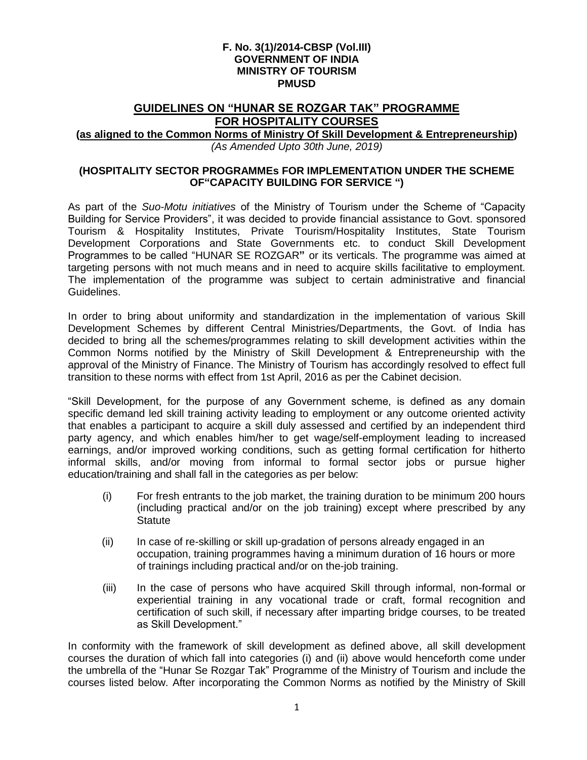**F. No. 3(1)/2014-CBSP (Vol.III)**
**GOVERNMENT OF INDIA**
**MINISTRY OF TOURISM**
**PMUSD**

# GUIDELINES ON "HUNAR SE ROZGAR TAK" PROGRAMME FOR HOSPITALITY COURSES

**(as aligned to the Common Norms of Ministry Of Skill Development & Entrepreneurship)**

*(As Amended Upto 30th June, 2019)*

**(HOSPITALITY SECTOR PROGRAMMEs FOR IMPLEMENTATION UNDER THE SCHEME OF"CAPACITY BUILDING FOR SERVICE ")**

As part of the *Suo-Motu initiatives* of the Ministry of Tourism under the Scheme of "Capacity Building for Service Providers", it was decided to provide financial assistance to Govt. sponsored Tourism & Hospitality Institutes, Private Tourism/Hospitality Institutes, State Tourism Development Corporations and State Governments etc. to conduct Skill Development Programmes to be called "HUNAR SE ROZGAR**"** or its verticals. The programme was aimed at targeting persons with not much means and in need to acquire skills facilitative to employment. The implementation of the programme was subject to certain administrative and financial Guidelines.

In order to bring about uniformity and standardization in the implementation of various Skill Development Schemes by different Central Ministries/Departments, the Govt. of India has decided to bring all the schemes/programmes relating to skill development activities within the Common Norms notified by the Ministry of Skill Development & Entrepreneurship with the approval of the Ministry of Finance. The Ministry of Tourism has accordingly resolved to effect full transition to these norms with effect from 1st April, 2016 as per the Cabinet decision.

"Skill Development, for the purpose of any Government scheme, is defined as any domain specific demand led skill training activity leading to employment or any outcome oriented activity that enables a participant to acquire a skill duly assessed and certified by an independent third party agency, and which enables him/her to get wage/self-employment leading to increased earnings, and/or improved working conditions, such as getting formal certification for hitherto informal skills, and/or moving from informal to formal sector jobs or pursue higher education/training and shall fall in the categories as per below:

(i) For fresh entrants to the job market, the training duration to be minimum 200 hours (including practical and/or on the job training) except where prescribed by any Statute

(ii) In case of re-skilling or skill up-gradation of persons already engaged in an occupation, training programmes having a minimum duration of 16 hours or more of trainings including practical and/or on the-job training.

(iii) In the case of persons who have acquired Skill through informal, non-formal or experiential training in any vocational trade or craft, formal recognition and certification of such skill, if necessary after imparting bridge courses, to be treated as Skill Development."

In conformity with the framework of skill development as defined above, all skill development courses the duration of which fall into categories (i) and (ii) above would henceforth come under the umbrella of the "Hunar Se Rozgar Tak" Programme of the Ministry of Tourism and include the courses listed below. After incorporating the Common Norms as notified by the Ministry of Skill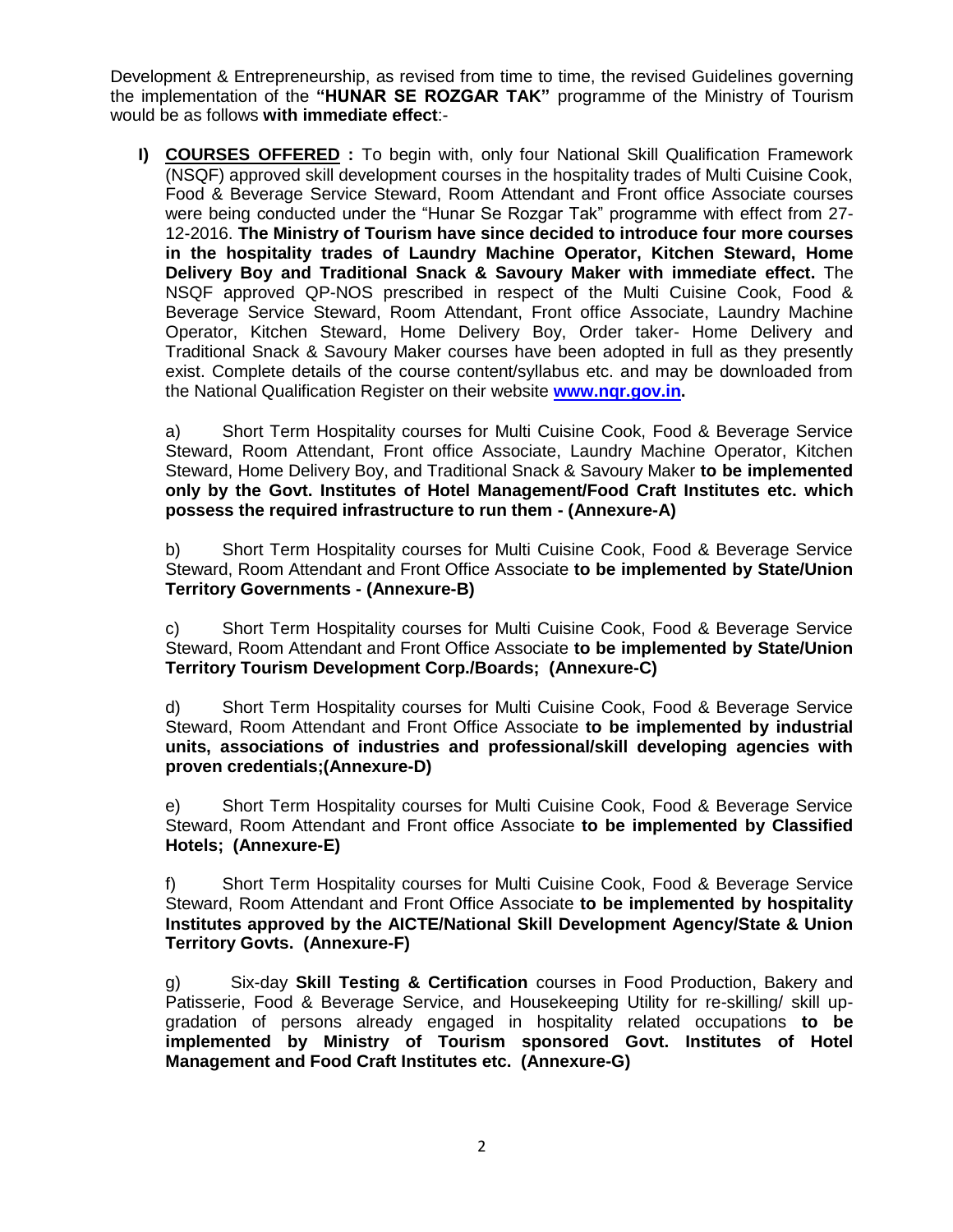Development & Entrepreneurship, as revised from time to time, the revised Guidelines governing the implementation of the **"HUNAR SE ROZGAR TAK"** programme of the Ministry of Tourism would be as follows **with immediate effect**:-

**I) COURSES OFFERED :** To begin with, only four National Skill Qualification Framework (NSQF) approved skill development courses in the hospitality trades of Multi Cuisine Cook, Food & Beverage Service Steward, Room Attendant and Front office Associate courses were being conducted under the "Hunar Se Rozgar Tak" programme with effect from 27-12-2016. **The Ministry of Tourism have since decided to introduce four more courses in the hospitality trades of Laundry Machine Operator, Kitchen Steward, Home Delivery Boy and Traditional Snack & Savoury Maker with immediate effect.** The NSQF approved QP-NOS prescribed in respect of the Multi Cuisine Cook, Food & Beverage Service Steward, Room Attendant, Front office Associate, Laundry Machine Operator, Kitchen Steward, Home Delivery Boy, Order taker- Home Delivery and Traditional Snack & Savoury Maker courses have been adopted in full as they presently exist. Complete details of the course content/syllabus etc. and may be downloaded from the National Qualification Register on their website **www.nqr.gov.in.**

a) Short Term Hospitality courses for Multi Cuisine Cook, Food & Beverage Service Steward, Room Attendant, Front office Associate, Laundry Machine Operator, Kitchen Steward, Home Delivery Boy, and Traditional Snack & Savoury Maker **to be implemented only by the Govt. Institutes of Hotel Management/Food Craft Institutes etc. which possess the required infrastructure to run them - (Annexure-A)**

b) Short Term Hospitality courses for Multi Cuisine Cook, Food & Beverage Service Steward, Room Attendant and Front Office Associate **to be implemented by State/Union Territory Governments - (Annexure-B)**

c) Short Term Hospitality courses for Multi Cuisine Cook, Food & Beverage Service Steward, Room Attendant and Front Office Associate **to be implemented by State/Union Territory Tourism Development Corp./Boards; (Annexure-C)**

d) Short Term Hospitality courses for Multi Cuisine Cook, Food & Beverage Service Steward, Room Attendant and Front Office Associate **to be implemented by industrial units, associations of industries and professional/skill developing agencies with proven credentials;(Annexure-D)**

e) Short Term Hospitality courses for Multi Cuisine Cook, Food & Beverage Service Steward, Room Attendant and Front office Associate **to be implemented by Classified Hotels; (Annexure-E)**

f) Short Term Hospitality courses for Multi Cuisine Cook, Food & Beverage Service Steward, Room Attendant and Front Office Associate **to be implemented by hospitality Institutes approved by the AICTE/National Skill Development Agency/State & Union Territory Govts. (Annexure-F)**

g) Six-day **Skill Testing & Certification** courses in Food Production, Bakery and Patisserie, Food & Beverage Service, and Housekeeping Utility for re-skilling/ skill up-gradation of persons already engaged in hospitality related occupations **to be implemented by Ministry of Tourism sponsored Govt. Institutes of Hotel Management and Food Craft Institutes etc. (Annexure-G)**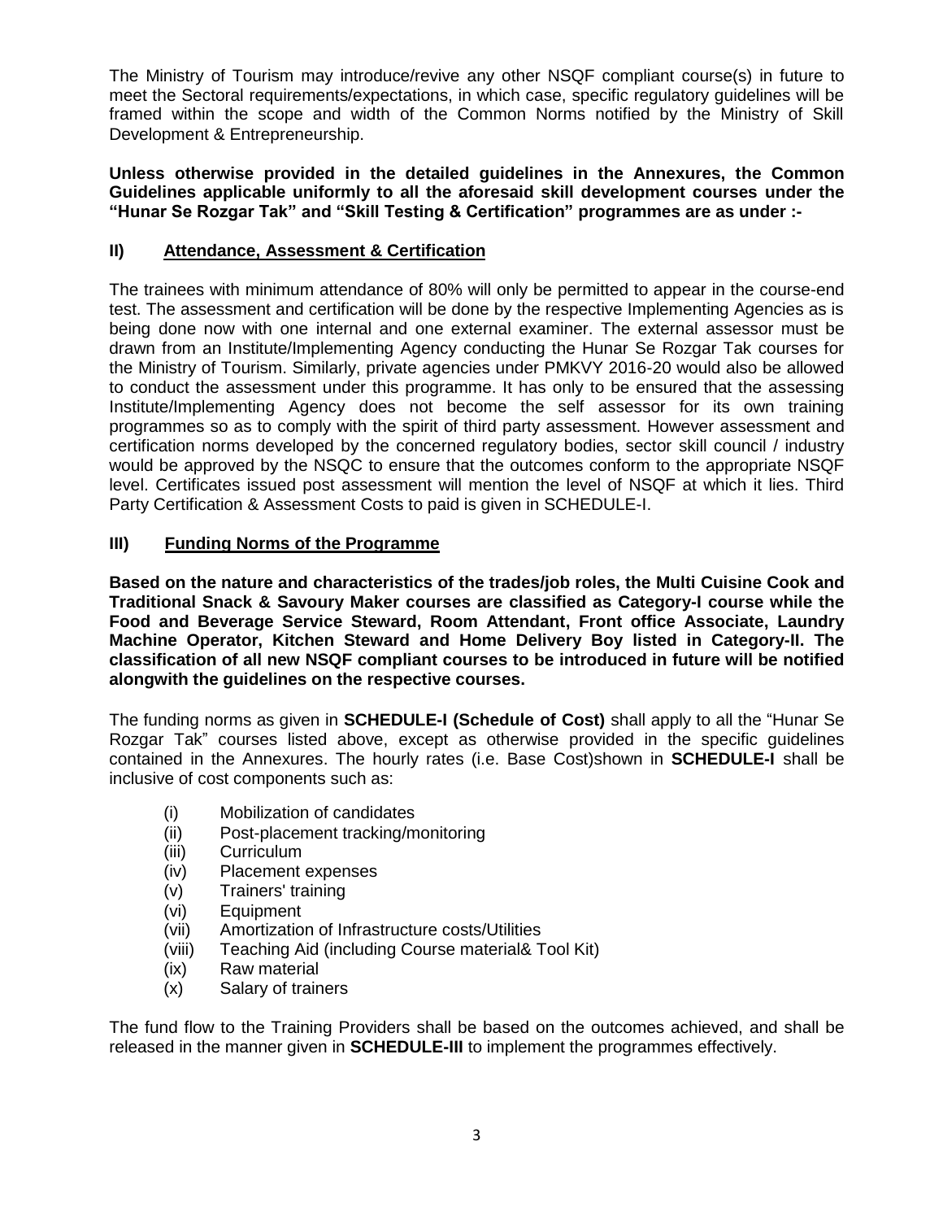The Ministry of Tourism may introduce/revive any other NSQF compliant course(s) in future to meet the Sectoral requirements/expectations, in which case, specific regulatory guidelines will be framed within the scope and width of the Common Norms notified by the Ministry of Skill Development & Entrepreneurship.

**Unless otherwise provided in the detailed guidelines in the Annexures, the Common Guidelines applicable uniformly to all the aforesaid skill development courses under the "Hunar Se Rozgar Tak" and "Skill Testing & Certification" programmes are as under :-**

## II) Attendance, Assessment & Certification

The trainees with minimum attendance of 80% will only be permitted to appear in the course-end test. The assessment and certification will be done by the respective Implementing Agencies as is being done now with one internal and one external examiner. The external assessor must be drawn from an Institute/Implementing Agency conducting the Hunar Se Rozgar Tak courses for the Ministry of Tourism. Similarly, private agencies under PMKVY 2016-20 would also be allowed to conduct the assessment under this programme. It has only to be ensured that the assessing Institute/Implementing Agency does not become the self assessor for its own training programmes so as to comply with the spirit of third party assessment. However assessment and certification norms developed by the concerned regulatory bodies, sector skill council / industry would be approved by the NSQC to ensure that the outcomes conform to the appropriate NSQF level. Certificates issued post assessment will mention the level of NSQF at which it lies. Third Party Certification & Assessment Costs to paid is given in SCHEDULE-I.

## III) Funding Norms of the Programme

**Based on the nature and characteristics of the trades/job roles, the Multi Cuisine Cook and Traditional Snack & Savoury Maker courses are classified as Category-I course while the Food and Beverage Service Steward, Room Attendant, Front office Associate, Laundry Machine Operator, Kitchen Steward and Home Delivery Boy listed in Category-II. The classification of all new NSQF compliant courses to be introduced in future will be notified alongwith the guidelines on the respective courses.**

The funding norms as given in **SCHEDULE-I (Schedule of Cost)** shall apply to all the "Hunar Se Rozgar Tak" courses listed above, except as otherwise provided in the specific guidelines contained in the Annexures. The hourly rates (i.e. Base Cost)shown in **SCHEDULE-I** shall be inclusive of cost components such as:

(i) Mobilization of candidates
(ii) Post-placement tracking/monitoring
(iii) Curriculum
(iv) Placement expenses
(v) Trainers' training
(vi) Equipment
(vii) Amortization of Infrastructure costs/Utilities
(viii) Teaching Aid (including Course material& Tool Kit)
(ix) Raw material
(x) Salary of trainers

The fund flow to the Training Providers shall be based on the outcomes achieved, and shall be released in the manner given in **SCHEDULE-III** to implement the programmes effectively.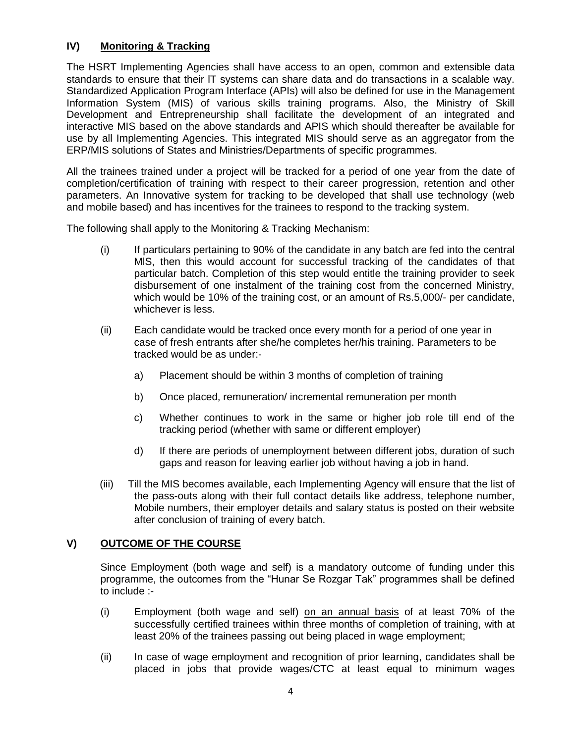## IV) Monitoring & Tracking

The HSRT Implementing Agencies shall have access to an open, common and extensible data standards to ensure that their IT systems can share data and do transactions in a scalable way. Standardized Application Program Interface (APIs) will also be defined for use in the Management Information System (MIS) of various skills training programs. Also, the Ministry of Skill Development and Entrepreneurship shall facilitate the development of an integrated and interactive MIS based on the above standards and APIS which should thereafter be available for use by all Implementing Agencies. This integrated MIS should serve as an aggregator from the ERP/MIS solutions of States and Ministries/Departments of specific programmes.

All the trainees trained under a project will be tracked for a period of one year from the date of completion/certification of training with respect to their career progression, retention and other parameters. An Innovative system for tracking to be developed that shall use technology (web and mobile based) and has incentives for the trainees to respond to the tracking system.

The following shall apply to the Monitoring & Tracking Mechanism:

(i) If particulars pertaining to 90% of the candidate in any batch are fed into the central MIS, then this would account for successful tracking of the candidates of that particular batch. Completion of this step would entitle the training provider to seek disbursement of one instalment of the training cost from the concerned Ministry, which would be 10% of the training cost, or an amount of Rs.5,000/- per candidate, whichever is less.

(ii) Each candidate would be tracked once every month for a period of one year in case of fresh entrants after she/he completes her/his training. Parameters to be tracked would be as under:-

   a) Placement should be within 3 months of completion of training

   b) Once placed, remuneration/ incremental remuneration per month

   c) Whether continues to work in the same or higher job role till end of the tracking period (whether with same or different employer)

   d) If there are periods of unemployment between different jobs, duration of such gaps and reason for leaving earlier job without having a job in hand.

(iii) Till the MIS becomes available, each Implementing Agency will ensure that the list of the pass-outs along with their full contact details like address, telephone number, Mobile numbers, their employer details and salary status is posted on their website after conclusion of training of every batch.

## V) OUTCOME OF THE COURSE

Since Employment (both wage and self) is a mandatory outcome of funding under this programme, the outcomes from the "Hunar Se Rozgar Tak" programmes shall be defined to include :-

(i) Employment (both wage and self) <u>on an annual basis</u> of at least 70% of the successfully certified trainees within three months of completion of training, with at least 20% of the trainees passing out being placed in wage employment;

(ii) In case of wage employment and recognition of prior learning, candidates shall be placed in jobs that provide wages/CTC at least equal to minimum wages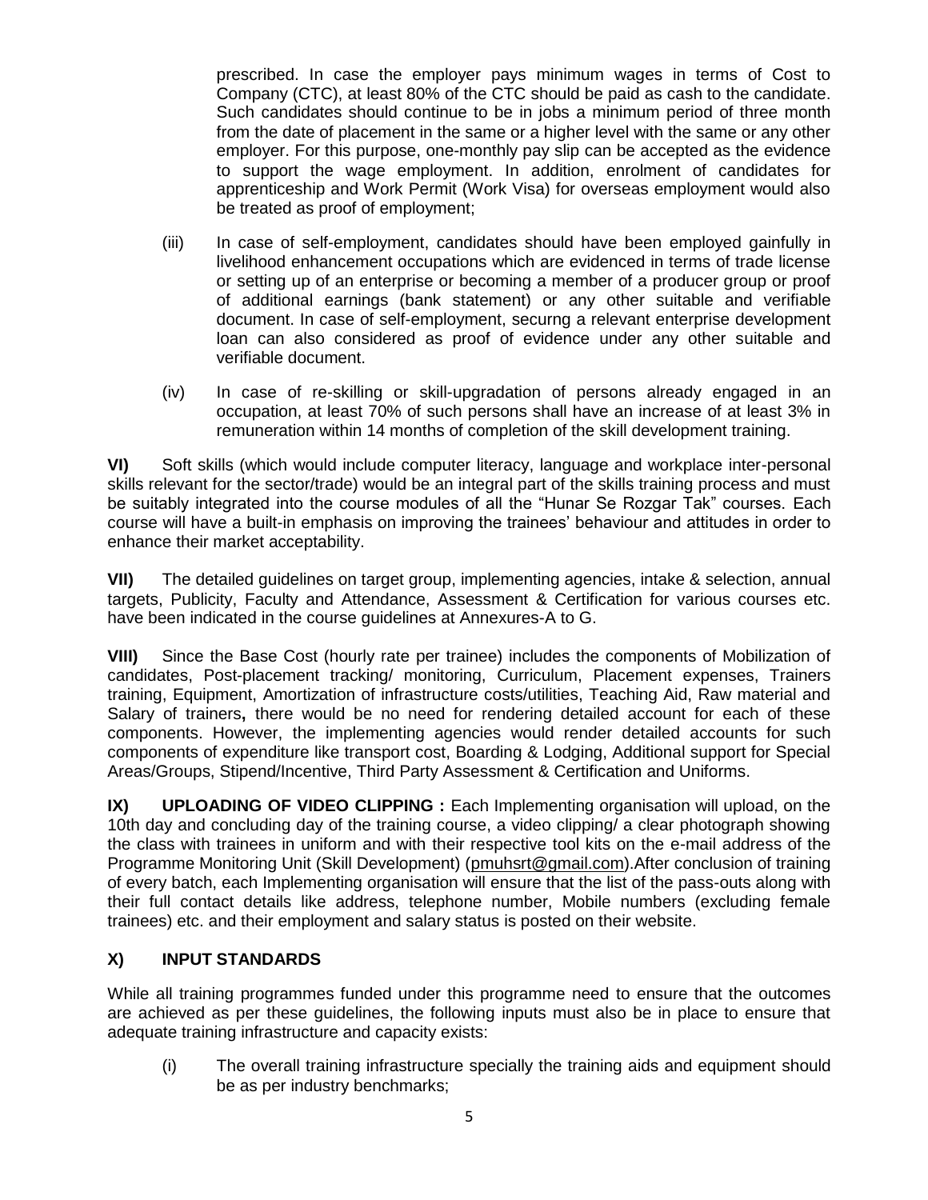prescribed. In case the employer pays minimum wages in terms of Cost to Company (CTC), at least 80% of the CTC should be paid as cash to the candidate. Such candidates should continue to be in jobs a minimum period of three month from the date of placement in the same or a higher level with the same or any other employer. For this purpose, one-monthly pay slip can be accepted as the evidence to support the wage employment. In addition, enrolment of candidates for apprenticeship and Work Permit (Work Visa) for overseas employment would also be treated as proof of employment;

(iii) In case of self-employment, candidates should have been employed gainfully in livelihood enhancement occupations which are evidenced in terms of trade license or setting up of an enterprise or becoming a member of a producer group or proof of additional earnings (bank statement) or any other suitable and verifiable document. In case of self-employment, securng a relevant enterprise development loan can also considered as proof of evidence under any other suitable and verifiable document.

(iv) In case of re-skilling or skill-upgradation of persons already engaged in an occupation, at least 70% of such persons shall have an increase of at least 3% in remuneration within 14 months of completion of the skill development training.

**VI)** Soft skills (which would include computer literacy, language and workplace inter-personal skills relevant for the sector/trade) would be an integral part of the skills training process and must be suitably integrated into the course modules of all the "Hunar Se Rozgar Tak" courses. Each course will have a built-in emphasis on improving the trainees' behaviour and attitudes in order to enhance their market acceptability.

**VII)** The detailed guidelines on target group, implementing agencies, intake & selection, annual targets, Publicity, Faculty and Attendance, Assessment & Certification for various courses etc. have been indicated in the course guidelines at Annexures-A to G.

**VIII)** Since the Base Cost (hourly rate per trainee) includes the components of Mobilization of candidates, Post-placement tracking/ monitoring, Curriculum, Placement expenses, Trainers training, Equipment, Amortization of infrastructure costs/utilities, Teaching Aid, Raw material and Salary of trainers**,** there would be no need for rendering detailed account for each of these components. However, the implementing agencies would render detailed accounts for such components of expenditure like transport cost, Boarding & Lodging, Additional support for Special Areas/Groups, Stipend/Incentive, Third Party Assessment & Certification and Uniforms.

**IX) UPLOADING OF VIDEO CLIPPING :** Each Implementing organisation will upload, on the 10th day and concluding day of the training course, a video clipping/ a clear photograph showing the class with trainees in uniform and with their respective tool kits on the e-mail address of the Programme Monitoring Unit (Skill Development) (pmuhsrt@gmail.com).After conclusion of training of every batch, each Implementing organisation will ensure that the list of the pass-outs along with their full contact details like address, telephone number, Mobile numbers (excluding female trainees) etc. and their employment and salary status is posted on their website.

**X) INPUT STANDARDS**

While all training programmes funded under this programme need to ensure that the outcomes are achieved as per these guidelines, the following inputs must also be in place to ensure that adequate training infrastructure and capacity exists:

(i) The overall training infrastructure specially the training aids and equipment should be as per industry benchmarks;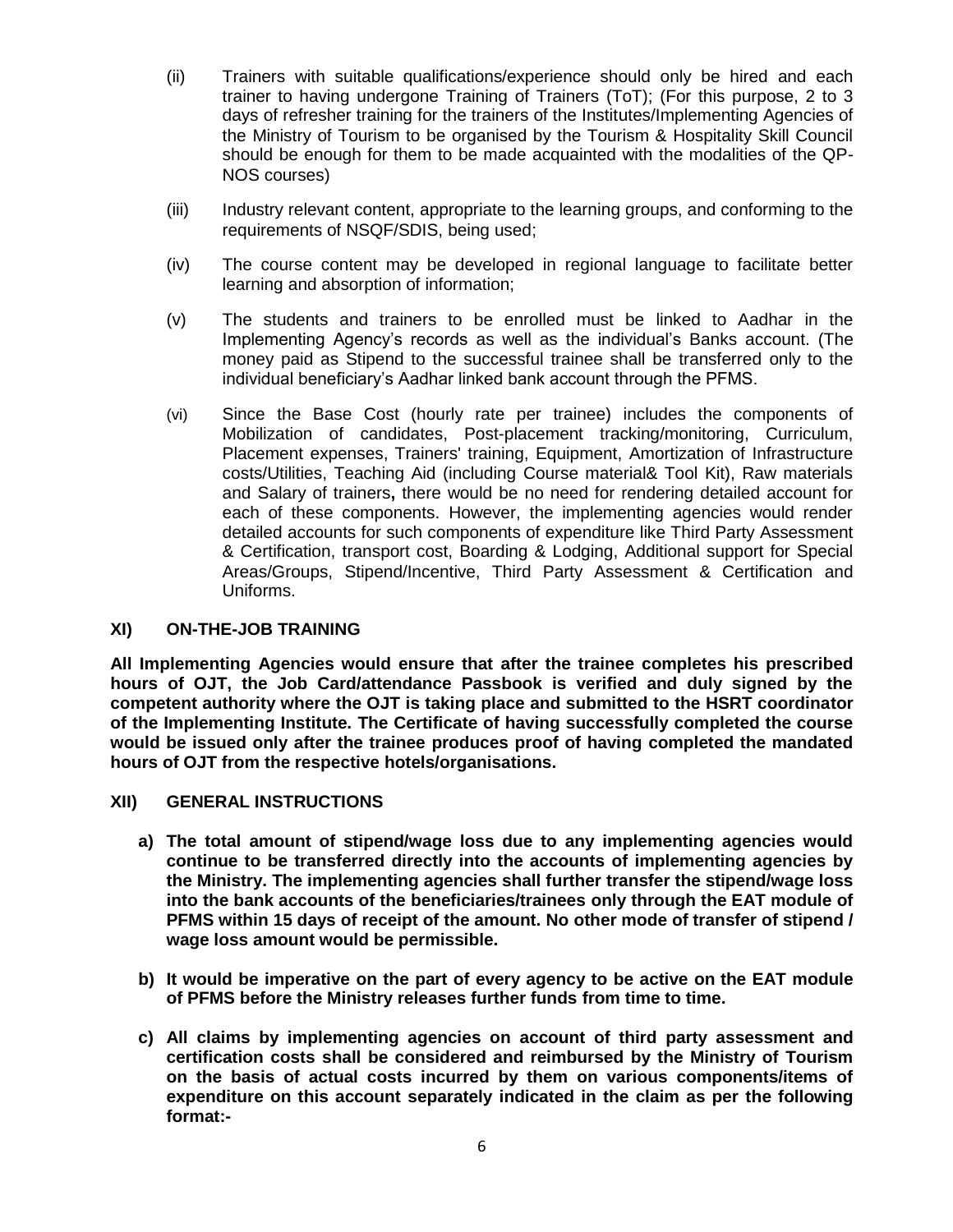(ii) Trainers with suitable qualifications/experience should only be hired and each trainer to having undergone Training of Trainers (ToT); (For this purpose, 2 to 3 days of refresher training for the trainers of the Institutes/Implementing Agencies of the Ministry of Tourism to be organised by the Tourism & Hospitality Skill Council should be enough for them to be made acquainted with the modalities of the QP-NOS courses)

(iii) Industry relevant content, appropriate to the learning groups, and conforming to the requirements of NSQF/SDIS, being used;

(iv) The course content may be developed in regional language to facilitate better learning and absorption of information;

(v) The students and trainers to be enrolled must be linked to Aadhar in the Implementing Agency's records as well as the individual's Banks account. (The money paid as Stipend to the successful trainee shall be transferred only to the individual beneficiary's Aadhar linked bank account through the PFMS.

(vi) Since the Base Cost (hourly rate per trainee) includes the components of Mobilization of candidates, Post-placement tracking/monitoring, Curriculum, Placement expenses, Trainers' training, Equipment, Amortization of Infrastructure costs/Utilities, Teaching Aid (including Course material& Tool Kit), Raw materials and Salary of trainers**,** there would be no need for rendering detailed account for each of these components. However, the implementing agencies would render detailed accounts for such components of expenditure like Third Party Assessment & Certification, transport cost, Boarding & Lodging, Additional support for Special Areas/Groups, Stipend/Incentive, Third Party Assessment & Certification and Uniforms.

## XI) ON-THE-JOB TRAINING

**All Implementing Agencies would ensure that after the trainee completes his prescribed hours of OJT, the Job Card/attendance Passbook is verified and duly signed by the competent authority where the OJT is taking place and submitted to the HSRT coordinator of the Implementing Institute. The Certificate of having successfully completed the course would be issued only after the trainee produces proof of having completed the mandated hours of OJT from the respective hotels/organisations.**

## XII) GENERAL INSTRUCTIONS

**a) The total amount of stipend/wage loss due to any implementing agencies would continue to be transferred directly into the accounts of implementing agencies by the Ministry. The implementing agencies shall further transfer the stipend/wage loss into the bank accounts of the beneficiaries/trainees only through the EAT module of PFMS within 15 days of receipt of the amount. No other mode of transfer of stipend / wage loss amount would be permissible.**

**b) It would be imperative on the part of every agency to be active on the EAT module of PFMS before the Ministry releases further funds from time to time.**

**c) All claims by implementing agencies on account of third party assessment and certification costs shall be considered and reimbursed by the Ministry of Tourism on the basis of actual costs incurred by them on various components/items of expenditure on this account separately indicated in the claim as per the following format:-**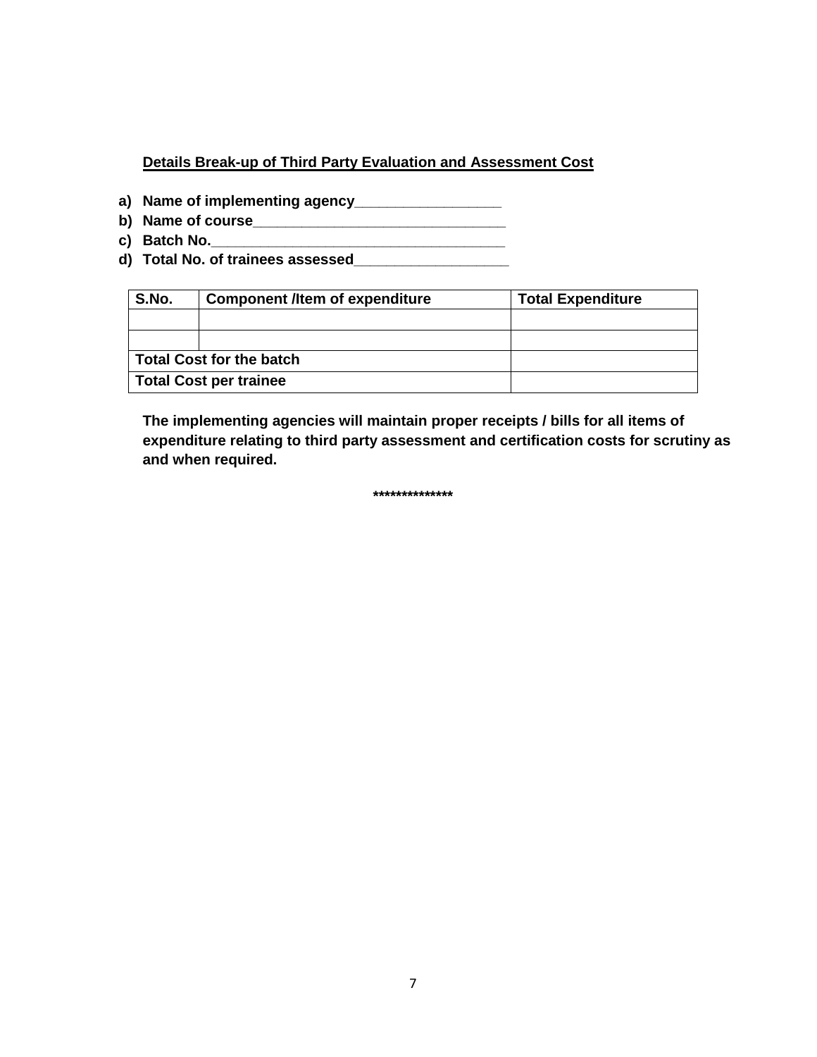**<u>Details Break-up of Third Party Evaluation and Assessment Cost</u>**

a) **Name of implementing agency__________________**
b) **Name of course_______________________________**
c) **Batch No.___________________________________**
d) **Total No. of trainees assessed___________________**

| **S.No.** | **Component /Item of expenditure** | **Total Expenditure** |
|---|---|---|
| | | |
| | | |
| **Total Cost for the batch** | | |
| **Total Cost per trainee** | | |

**The implementing agencies will maintain proper receipts / bills for all items of expenditure relating to third party assessment and certification costs for scrutiny as and when required.**

**************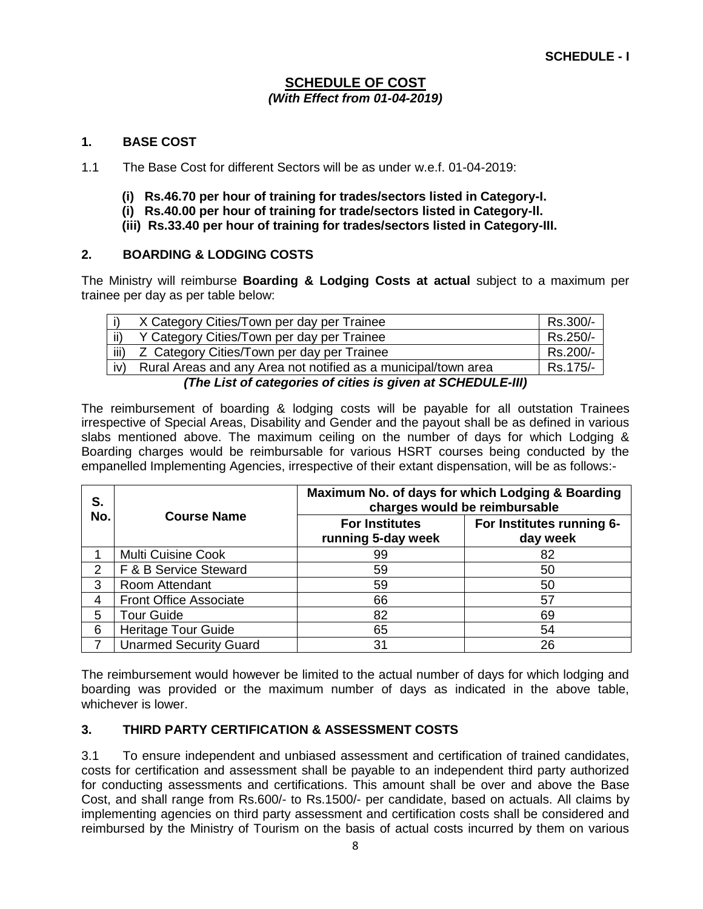**SCHEDULE - I**

## SCHEDULE OF COST
***(With Effect from 01-04-2019)***

### 1. BASE COST

1.1 The Base Cost for different Sectors will be as under w.e.f. 01-04-2019:

**(i) Rs.46.70 per hour of training for trades/sectors listed in Category-I.**
**(i) Rs.40.00 per hour of training for trade/sectors listed in Category-II.**
**(iii) Rs.33.40 per hour of training for trades/sectors listed in Category-III.**

### 2. BOARDING & LODGING COSTS

The Ministry will reimburse **Boarding & Lodging Costs at actual** subject to a maximum per trainee per day as per table below:

| | | |
|---|---|---|
| i) | X Category Cities/Town per day per Trainee | Rs.300/- |
| ii) | Y Category Cities/Town per day per Trainee | Rs.250/- |
| iii) | Z Category Cities/Town per day per Trainee | Rs.200/- |
| iv) | Rural Areas and any Area not notified as a municipal/town area | Rs.175/- |

***(The List of categories of cities is given at SCHEDULE-III)***

The reimbursement of boarding & lodging costs will be payable for all outstation Trainees irrespective of Special Areas, Disability and Gender and the payout shall be as defined in various slabs mentioned above. The maximum ceiling on the number of days for which Lodging & Boarding charges would be reimbursable for various HSRT courses being conducted by the empanelled Implementing Agencies, irrespective of their extant dispensation, will be as follows:-

| S. No. | Course Name | Maximum No. of days for which Lodging & Boarding charges would be reimbursable | |
|---|---|---|---|
| | | For Institutes running 5-day week | For Institutes running 6-day week |
| 1 | Multi Cuisine Cook | 99 | 82 |
| 2 | F & B Service Steward | 59 | 50 |
| 3 | Room Attendant | 59 | 50 |
| 4 | Front Office Associate | 66 | 57 |
| 5 | Tour Guide | 82 | 69 |
| 6 | Heritage Tour Guide | 65 | 54 |
| 7 | Unarmed Security Guard | 31 | 26 |

The reimbursement would however be limited to the actual number of days for which lodging and boarding was provided or the maximum number of days as indicated in the above table, whichever is lower.

### 3. THIRD PARTY CERTIFICATION & ASSESSMENT COSTS

3.1 To ensure independent and unbiased assessment and certification of trained candidates, costs for certification and assessment shall be payable to an independent third party authorized for conducting assessments and certifications. This amount shall be over and above the Base Cost, and shall range from Rs.600/- to Rs.1500/- per candidate, based on actuals. All claims by implementing agencies on third party assessment and certification costs shall be considered and reimbursed by the Ministry of Tourism on the basis of actual costs incurred by them on various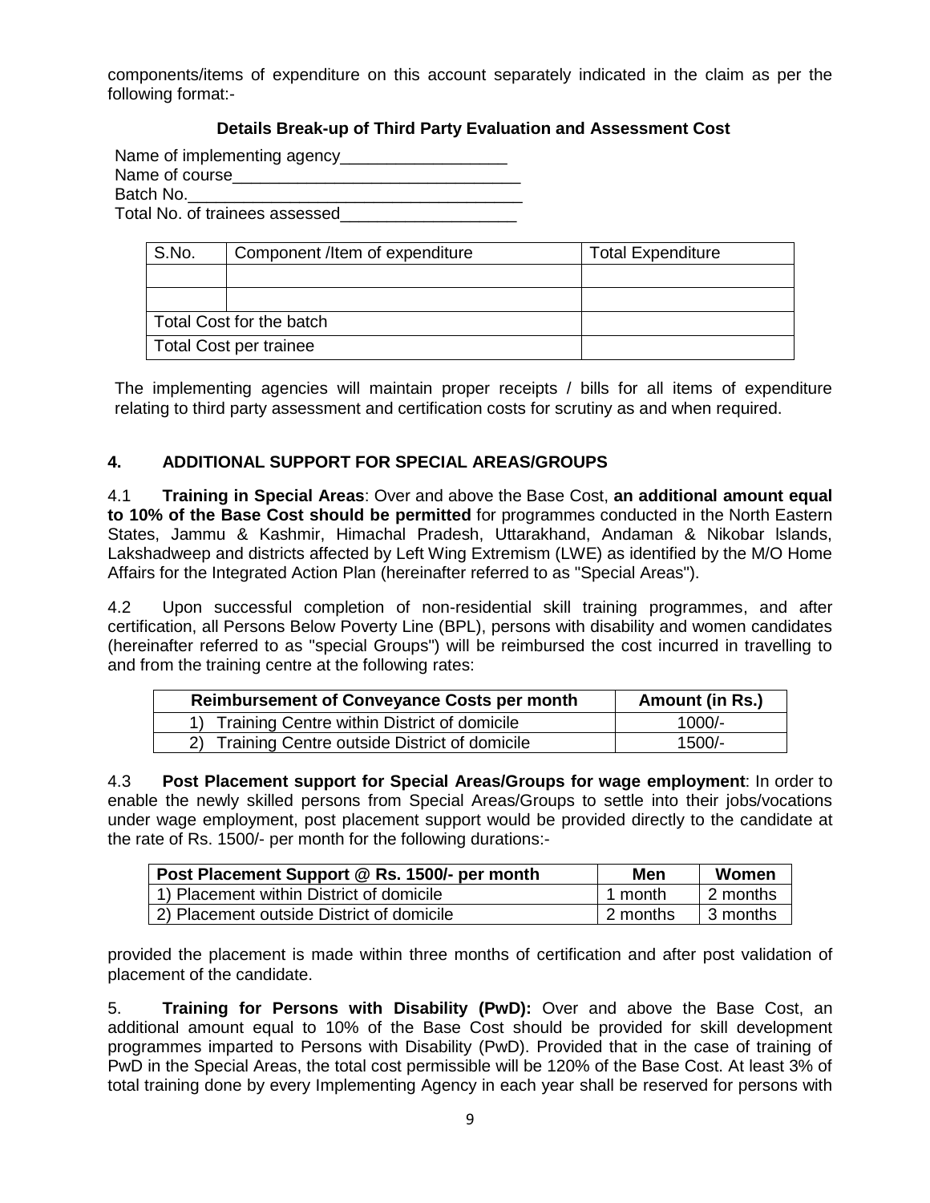components/items of expenditure on this account separately indicated in the claim as per the following format:-

**Details Break-up of Third Party Evaluation and Assessment Cost**

Name of implementing agency__________________
Name of course________________________________
Batch No.____________________________________
Total No. of trainees assessed___________________

| S.No. | Component /Item of expenditure | Total Expenditure |
|---|---|---|
| | | |
| | | |
| Total Cost for the batch | | |
| Total Cost per trainee | | |

The implementing agencies will maintain proper receipts / bills for all items of expenditure relating to third party assessment and certification costs for scrutiny as and when required.

## 4. ADDITIONAL SUPPORT FOR SPECIAL AREAS/GROUPS

4.1 **Training in Special Areas**: Over and above the Base Cost, **an additional amount equal to 10% of the Base Cost should be permitted** for programmes conducted in the North Eastern States, Jammu & Kashmir, Himachal Pradesh, Uttarakhand, Andaman & Nikobar lslands, Lakshadweep and districts affected by Left Wing Extremism (LWE) as identified by the M/O Home Affairs for the Integrated Action Plan (hereinafter referred to as "Special Areas").

4.2 Upon successful completion of non-residential skill training programmes, and after certification, all Persons Below Poverty Line (BPL), persons with disability and women candidates (hereinafter referred to as "special Groups") will be reimbursed the cost incurred in travelling to and from the training centre at the following rates:

| Reimbursement of Conveyance Costs per month | Amount (in Rs.) |
|---|---|
| 1) Training Centre within District of domicile | 1000/- |
| 2) Training Centre outside District of domicile | 1500/- |

4.3 **Post Placement support for Special Areas/Groups for wage employment**: In order to enable the newly skilled persons from Special Areas/Groups to settle into their jobs/vocations under wage employment, post placement support would be provided directly to the candidate at the rate of Rs. 1500/- per month for the following durations:-

| Post Placement Support @ Rs. 1500/- per month | Men | Women |
|---|---|---|
| 1) Placement within District of domicile | 1 month | 2 months |
| 2) Placement outside District of domicile | 2 months | 3 months |

provided the placement is made within three months of certification and after post validation of placement of the candidate.

5. **Training for Persons with Disability (PwD):** Over and above the Base Cost, an additional amount equal to 10% of the Base Cost should be provided for skill development programmes imparted to Persons with Disability (PwD). Provided that in the case of training of PwD in the Special Areas, the total cost permissible will be 120% of the Base Cost. At least 3% of total training done by every Implementing Agency in each year shall be reserved for persons with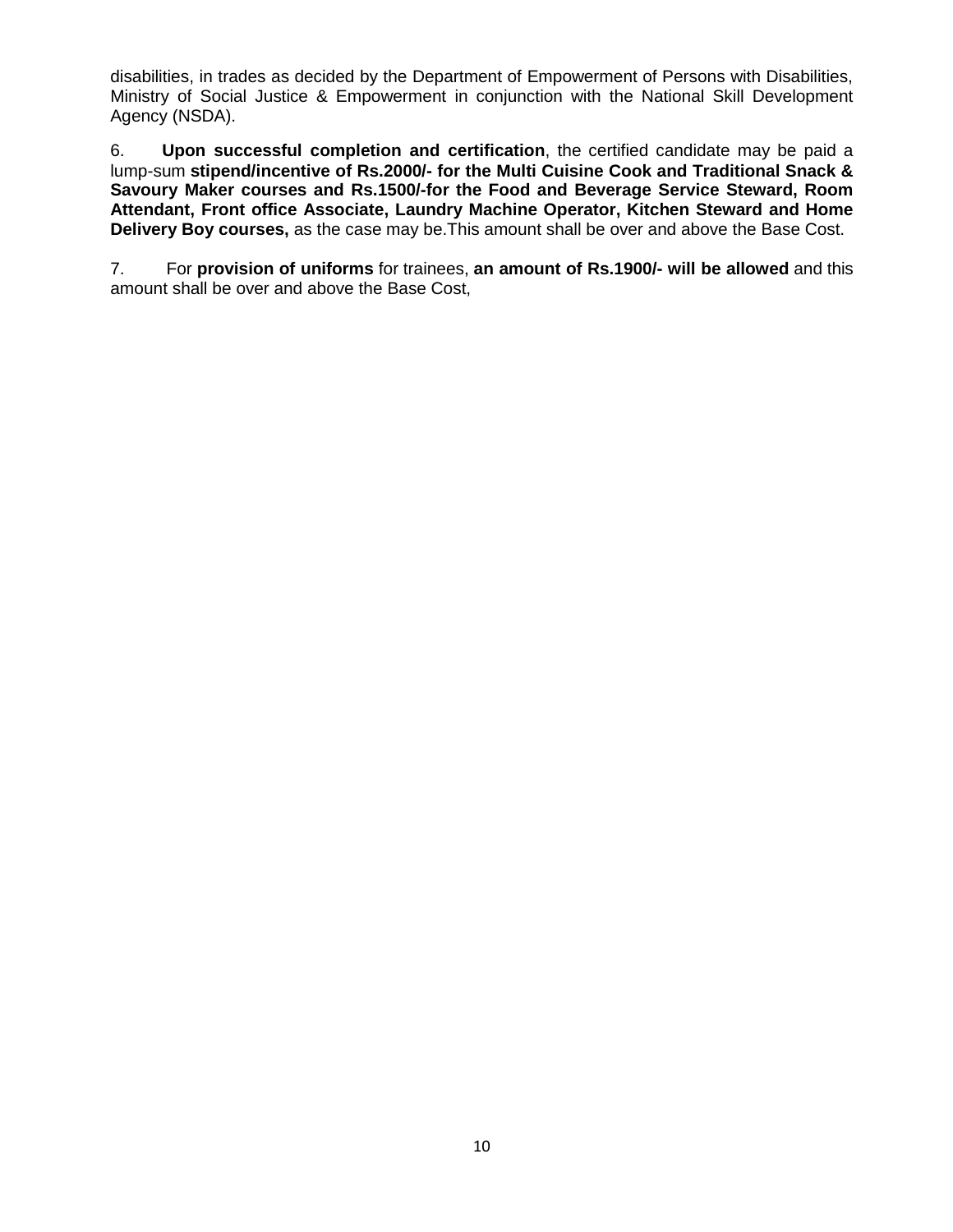disabilities, in trades as decided by the Department of Empowerment of Persons with Disabilities, Ministry of Social Justice & Empowerment in conjunction with the National Skill Development Agency (NSDA).

6. **Upon successful completion and certification**, the certified candidate may be paid a lump-sum **stipend/incentive of Rs.2000/- for the Multi Cuisine Cook and Traditional Snack & Savoury Maker courses and Rs.1500/-for the Food and Beverage Service Steward, Room Attendant, Front office Associate, Laundry Machine Operator, Kitchen Steward and Home Delivery Boy courses,** as the case may be.This amount shall be over and above the Base Cost.

7. For **provision of uniforms** for trainees, **an amount of Rs.1900/- will be allowed** and this amount shall be over and above the Base Cost,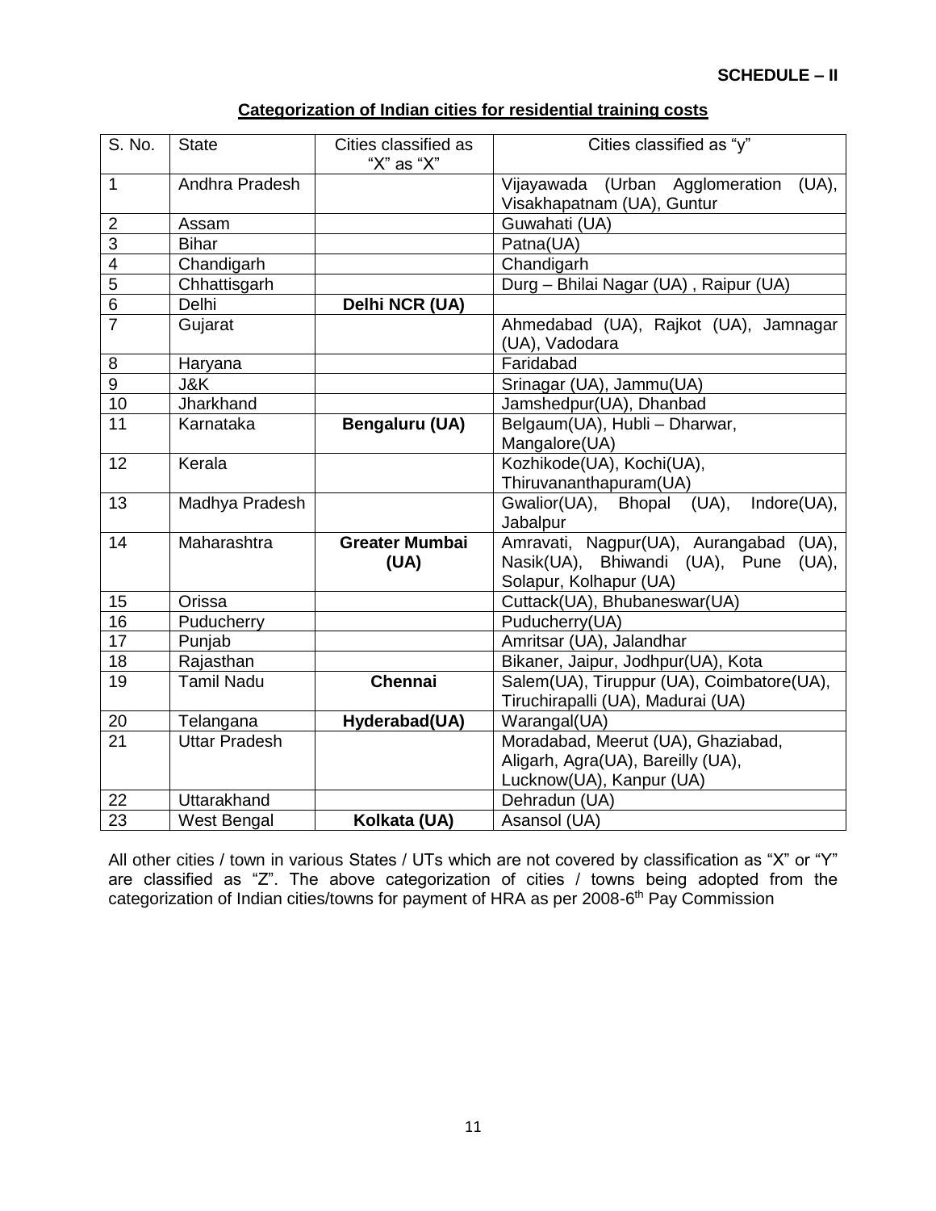**SCHEDULE – II**

**Categorization of Indian cities for residential training costs**

| S. No. | State | Cities classified as "X" as "X" | Cities classified as "y" |
|---|---|---|---|
| 1 | Andhra Pradesh | | Vijayawada (Urban Agglomeration (UA), Visakhapatnam (UA), Guntur |
| 2 | Assam | | Guwahati (UA) |
| 3 | Bihar | | Patna(UA) |
| 4 | Chandigarh | | Chandigarh |
| 5 | Chhattisgarh | | Durg – Bhilai Nagar (UA) , Raipur (UA) |
| 6 | Delhi | **Delhi NCR (UA)** | |
| 7 | Gujarat | | Ahmedabad (UA), Rajkot (UA), Jamnagar (UA), Vadodara |
| 8 | Haryana | | Faridabad |
| 9 | J&K | | Srinagar (UA), Jammu(UA) |
| 10 | Jharkhand | | Jamshedpur(UA), Dhanbad |
| 11 | Karnataka | **Bengaluru (UA)** | Belgaum(UA), Hubli – Dharwar, Mangalore(UA) |
| 12 | Kerala | | Kozhikode(UA), Kochi(UA), Thiruvananthapuram(UA) |
| 13 | Madhya Pradesh | | Gwalior(UA), Bhopal (UA), Indore(UA), Jabalpur |
| 14 | Maharashtra | **Greater Mumbai (UA)** | Amravati, Nagpur(UA), Aurangabad (UA), Nasik(UA), Bhiwandi (UA), Pune (UA), Solapur, Kolhapur (UA) |
| 15 | Orissa | | Cuttack(UA), Bhubaneswar(UA) |
| 16 | Puducherry | | Puducherry(UA) |
| 17 | Punjab | | Amritsar (UA), Jalandhar |
| 18 | Rajasthan | | Bikaner, Jaipur, Jodhpur(UA), Kota |
| 19 | Tamil Nadu | **Chennai** | Salem(UA), Tiruppur (UA), Coimbatore(UA), Tiruchirapalli (UA), Madurai (UA) |
| 20 | Telangana | **Hyderabad(UA)** | Warangal(UA) |
| 21 | Uttar Pradesh | | Moradabad, Meerut (UA), Ghaziabad, Aligarh, Agra(UA), Bareilly (UA), Lucknow(UA), Kanpur (UA) |
| 22 | Uttarakhand | | Dehradun (UA) |
| 23 | West Bengal | **Kolkata (UA)** | Asansol (UA) |

All other cities / town in various States / UTs which are not covered by classification as "X" or "Y" are classified as "Z". The above categorization of cities / towns being adopted from the categorization of Indian cities/towns for payment of HRA as per 2008-6th Pay Commission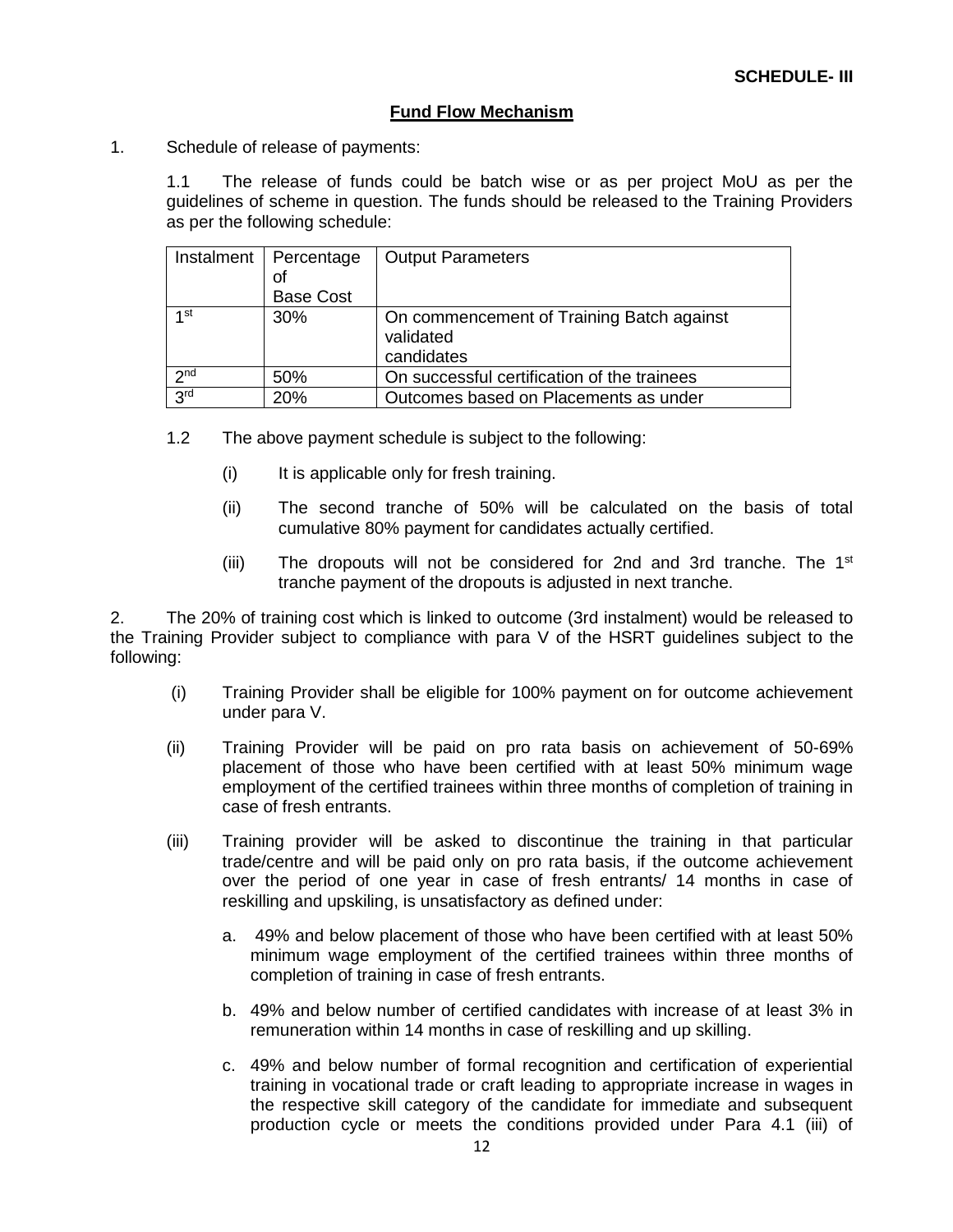**SCHEDULE- III**

## Fund Flow Mechanism

1. Schedule of release of payments:

   1.1 The release of funds could be batch wise or as per project MoU as per the guidelines of scheme in question. The funds should be released to the Training Providers as per the following schedule:

| Instalment | Percentage of Base Cost | Output Parameters |
|---|---|---|
| 1st | 30% | On commencement of Training Batch against validated candidates |
| 2nd | 50% | On successful certification of the trainees |
| 3rd | 20% | Outcomes based on Placements as under |

   1.2 The above payment schedule is subject to the following:

   (i) It is applicable only for fresh training.

   (ii) The second tranche of 50% will be calculated on the basis of total cumulative 80% payment for candidates actually certified.

   (iii) The dropouts will not be considered for 2nd and 3rd tranche. The 1st tranche payment of the dropouts is adjusted in next tranche.

2. The 20% of training cost which is linked to outcome (3rd instalment) would be released to the Training Provider subject to compliance with para V of the HSRT guidelines subject to the following:

   (i) Training Provider shall be eligible for 100% payment on for outcome achievement under para V.

   (ii) Training Provider will be paid on pro rata basis on achievement of 50-69% placement of those who have been certified with at least 50% minimum wage employment of the certified trainees within three months of completion of training in case of fresh entrants.

   (iii) Training provider will be asked to discontinue the training in that particular trade/centre and will be paid only on pro rata basis, if the outcome achievement over the period of one year in case of fresh entrants/ 14 months in case of reskilling and upskiling, is unsatisfactory as defined under:

   a. 49% and below placement of those who have been certified with at least 50% minimum wage employment of the certified trainees within three months of completion of training in case of fresh entrants.

   b. 49% and below number of certified candidates with increase of at least 3% in remuneration within 14 months in case of reskilling and up skilling.

   c. 49% and below number of formal recognition and certification of experiential training in vocational trade or craft leading to appropriate increase in wages in the respective skill category of the candidate for immediate and subsequent production cycle or meets the conditions provided under Para 4.1 (iii) of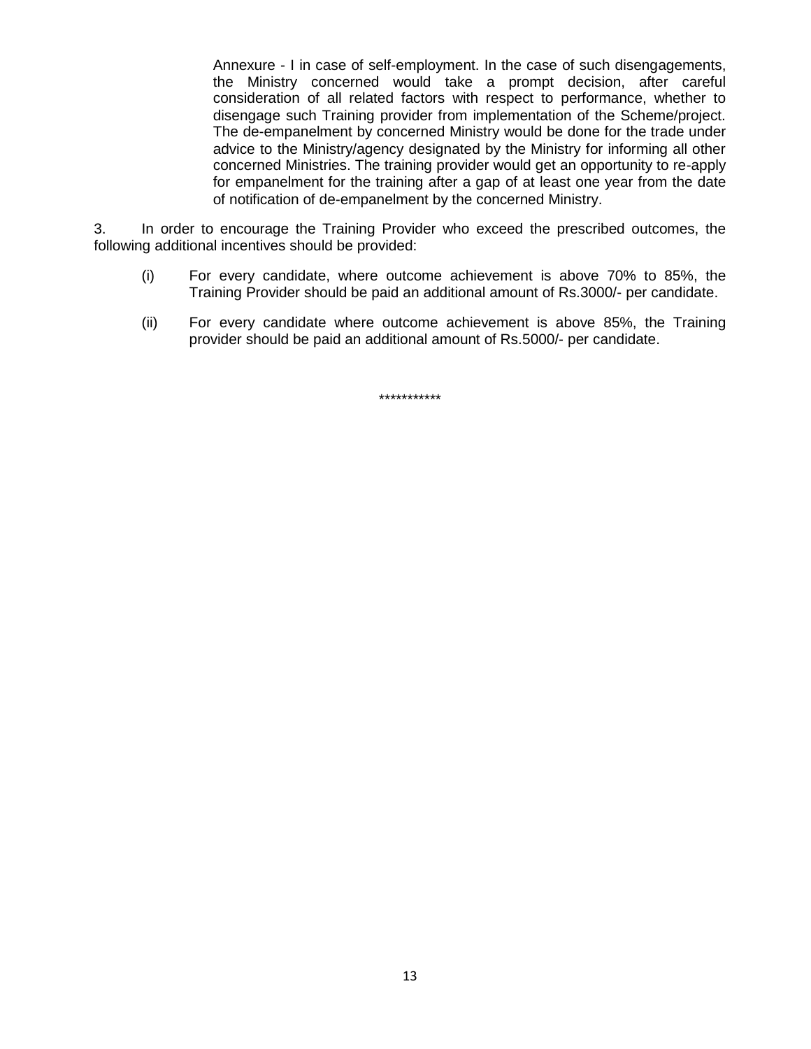Annexure - I in case of self-employment. In the case of such disengagements, the Ministry concerned would take a prompt decision, after careful consideration of all related factors with respect to performance, whether to disengage such Training provider from implementation of the Scheme/project. The de-empanelment by concerned Ministry would be done for the trade under advice to the Ministry/agency designated by the Ministry for informing all other concerned Ministries. The training provider would get an opportunity to re-apply for empanelment for the training after a gap of at least one year from the date of notification of de-empanelment by the concerned Ministry.

3. In order to encourage the Training Provider who exceed the prescribed outcomes, the following additional incentives should be provided:

(i) For every candidate, where outcome achievement is above 70% to 85%, the Training Provider should be paid an additional amount of Rs.3000/- per candidate.

(ii) For every candidate where outcome achievement is above 85%, the Training provider should be paid an additional amount of Rs.5000/- per candidate.

***********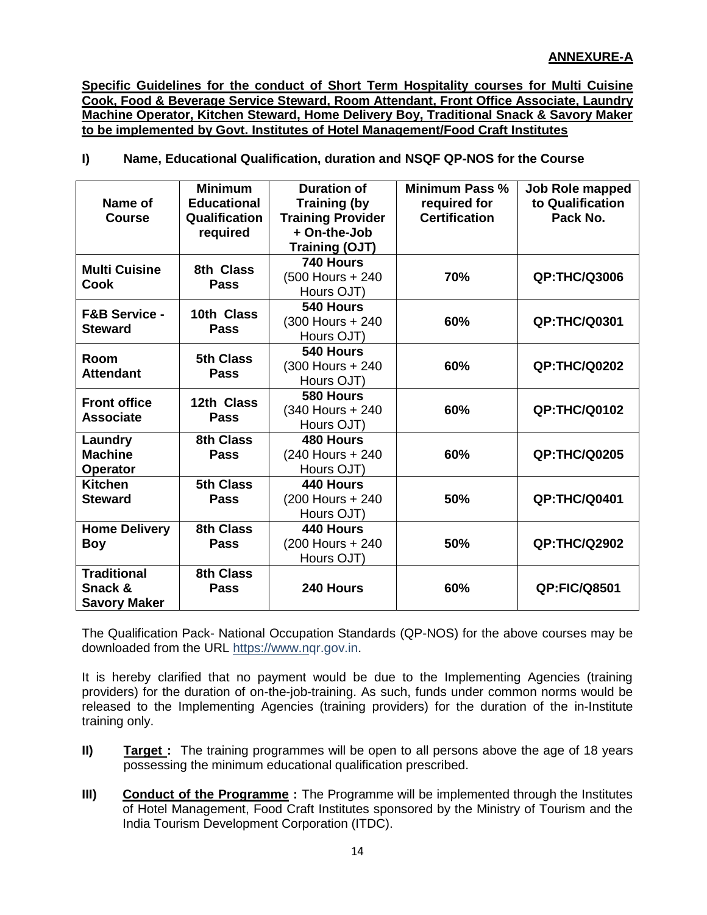**ANNEXURE-A**

**Specific Guidelines for the conduct of Short Term Hospitality courses for Multi Cuisine Cook, Food & Beverage Service Steward, Room Attendant, Front Office Associate, Laundry Machine Operator, Kitchen Steward, Home Delivery Boy, Traditional Snack & Savory Maker to be implemented by Govt. Institutes of Hotel Management/Food Craft Institutes**

**I) Name, Educational Qualification, duration and NSQF QP-NOS for the Course**

| Name of Course | Minimum Educational Qualification required | Duration of Training (by Training Provider + On-the-Job Training (OJT) | Minimum Pass % required for Certification | Job Role mapped to Qualification Pack No. |
|---|---|---|---|---|
| **Multi Cuisine Cook** | **8th Class Pass** | **740 Hours** (500 Hours + 240 Hours OJT) | **70%** | **QP:THC/Q3006** |
| **F&B Service - Steward** | **10th Class Pass** | **540 Hours** (300 Hours + 240 Hours OJT) | **60%** | **QP:THC/Q0301** |
| **Room Attendant** | **5th Class Pass** | **540 Hours** (300 Hours + 240 Hours OJT) | **60%** | **QP:THC/Q0202** |
| **Front office Associate** | **12th Class Pass** | **580 Hours** (340 Hours + 240 Hours OJT) | **60%** | **QP:THC/Q0102** |
| **Laundry Machine Operator** | **8th Class Pass** | **480 Hours** (240 Hours + 240 Hours OJT) | **60%** | **QP:THC/Q0205** |
| **Kitchen Steward** | **5th Class Pass** | **440 Hours** (200 Hours + 240 Hours OJT) | **50%** | **QP:THC/Q0401** |
| **Home Delivery Boy** | **8th Class Pass** | **440 Hours** (200 Hours + 240 Hours OJT) | **50%** | **QP:THC/Q2902** |
| **Traditional Snack & Savory Maker** | **8th Class Pass** | **240 Hours** | **60%** | **QP:FIC/Q8501** |

The Qualification Pack- National Occupation Standards (QP-NOS) for the above courses may be downloaded from the URL https://www.nqr.gov.in.

It is hereby clarified that no payment would be due to the Implementing Agencies (training providers) for the duration of on-the-job-training. As such, funds under common norms would be released to the Implementing Agencies (training providers) for the duration of the in-Institute training only.

**II) Target :** The training programmes will be open to all persons above the age of 18 years possessing the minimum educational qualification prescribed.

**III) Conduct of the Programme :** The Programme will be implemented through the Institutes of Hotel Management, Food Craft Institutes sponsored by the Ministry of Tourism and the India Tourism Development Corporation (ITDC).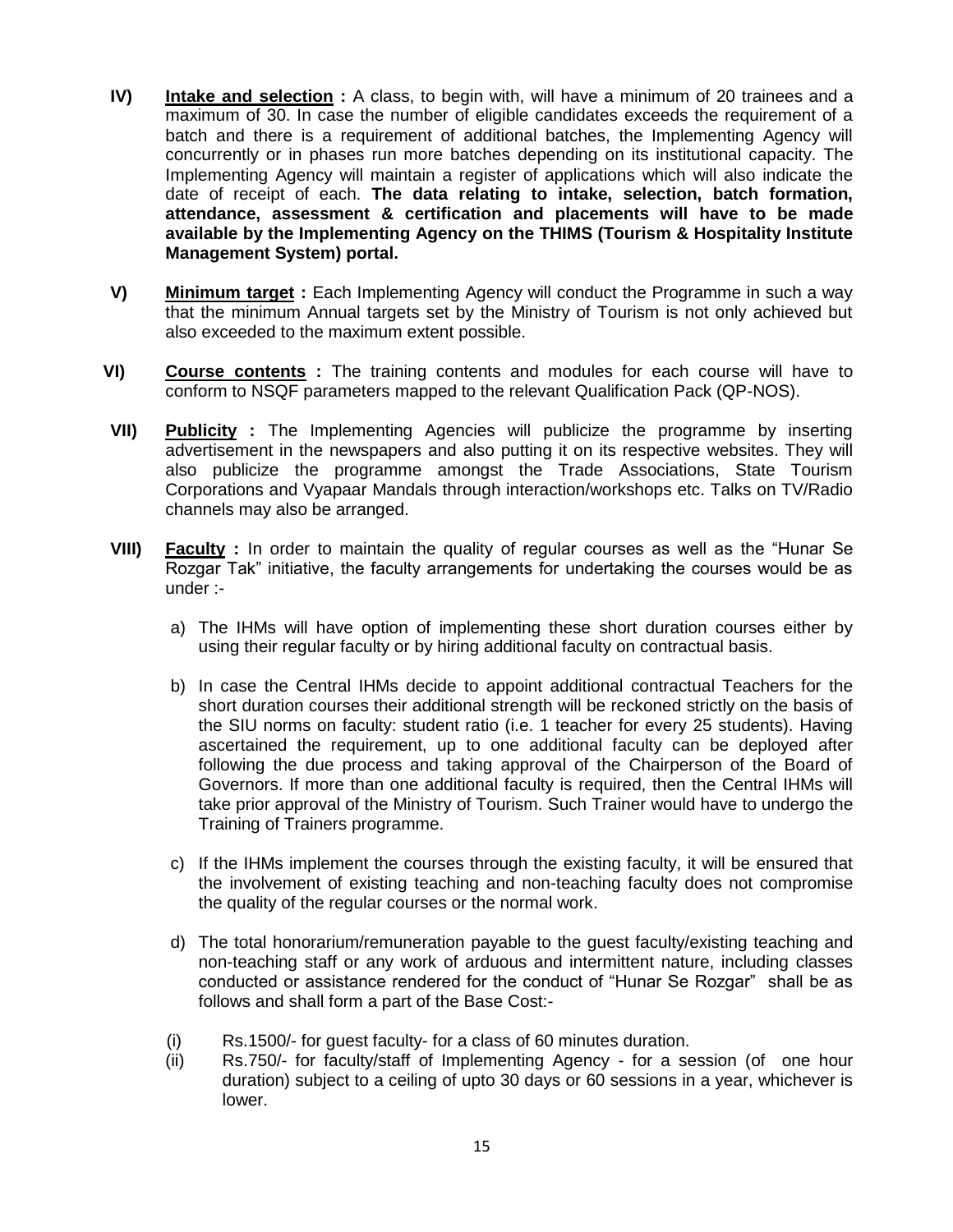**IV)** **<u>Intake and selection</u> :** A class, to begin with, will have a minimum of 20 trainees and a maximum of 30. In case the number of eligible candidates exceeds the requirement of a batch and there is a requirement of additional batches, the Implementing Agency will concurrently or in phases run more batches depending on its institutional capacity. The Implementing Agency will maintain a register of applications which will also indicate the date of receipt of each. **The data relating to intake, selection, batch formation, attendance, assessment & certification and placements will have to be made available by the Implementing Agency on the THIMS (Tourism & Hospitality Institute Management System) portal.**

**V)** **<u>Minimum target</u> :** Each Implementing Agency will conduct the Programme in such a way that the minimum Annual targets set by the Ministry of Tourism is not only achieved but also exceeded to the maximum extent possible.

**VI)** **<u>Course contents</u> :** The training contents and modules for each course will have to conform to NSQF parameters mapped to the relevant Qualification Pack (QP-NOS).

**VII)** **<u>Publicity</u> :** The Implementing Agencies will publicize the programme by inserting advertisement in the newspapers and also putting it on its respective websites. They will also publicize the programme amongst the Trade Associations, State Tourism Corporations and Vyapaar Mandals through interaction/workshops etc. Talks on TV/Radio channels may also be arranged.

**VIII)** **<u>Faculty</u> :** In order to maintain the quality of regular courses as well as the "Hunar Se Rozgar Tak" initiative, the faculty arrangements for undertaking the courses would be as under :-

a) The IHMs will have option of implementing these short duration courses either by using their regular faculty or by hiring additional faculty on contractual basis.

b) In case the Central IHMs decide to appoint additional contractual Teachers for the short duration courses their additional strength will be reckoned strictly on the basis of the SIU norms on faculty: student ratio (i.e. 1 teacher for every 25 students). Having ascertained the requirement, up to one additional faculty can be deployed after following the due process and taking approval of the Chairperson of the Board of Governors. If more than one additional faculty is required, then the Central IHMs will take prior approval of the Ministry of Tourism. Such Trainer would have to undergo the Training of Trainers programme.

c) If the IHMs implement the courses through the existing faculty, it will be ensured that the involvement of existing teaching and non-teaching faculty does not compromise the quality of the regular courses or the normal work.

d) The total honorarium/remuneration payable to the guest faculty/existing teaching and non-teaching staff or any work of arduous and intermittent nature, including classes conducted or assistance rendered for the conduct of "Hunar Se Rozgar" shall be as follows and shall form a part of the Base Cost:-

(i) Rs.1500/- for guest faculty- for a class of 60 minutes duration.

(ii) Rs.750/- for faculty/staff of Implementing Agency - for a session (of one hour duration) subject to a ceiling of upto 30 days or 60 sessions in a year, whichever is lower.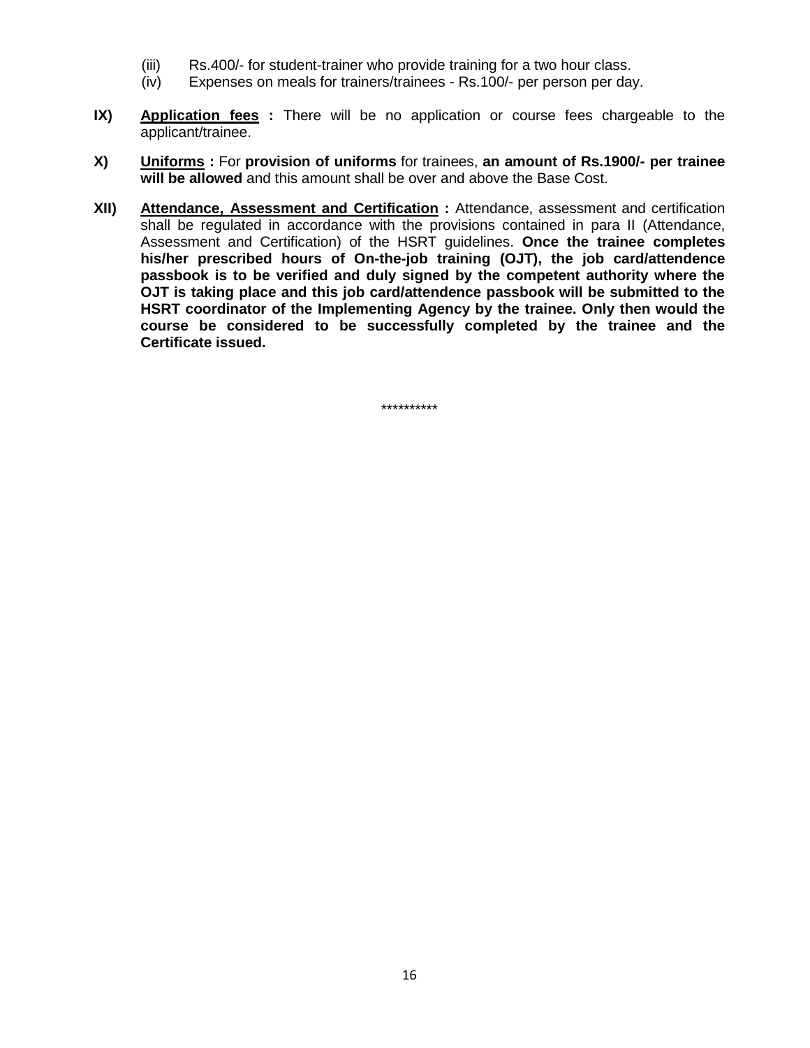(iii) Rs.400/- for student-trainer who provide training for a two hour class.

(iv) Expenses on meals for trainers/trainees - Rs.100/- per person per day.

**IX)** **<u>Application fees</u> :** There will be no application or course fees chargeable to the applicant/trainee.

**X)** **<u>Uniforms</u> :** For **provision of uniforms** for trainees, **an amount of Rs.1900/- per trainee will be allowed** and this amount shall be over and above the Base Cost.

**XII)** **<u>Attendance, Assessment and Certification</u> :** Attendance, assessment and certification shall be regulated in accordance with the provisions contained in para II (Attendance, Assessment and Certification) of the HSRT guidelines. **Once the trainee completes his/her prescribed hours of On-the-job training (OJT), the job card/attendence passbook is to be verified and duly signed by the competent authority where the OJT is taking place and this job card/attendence passbook will be submitted to the HSRT coordinator of the Implementing Agency by the trainee. Only then would the course be considered to be successfully completed by the trainee and the Certificate issued.**

**********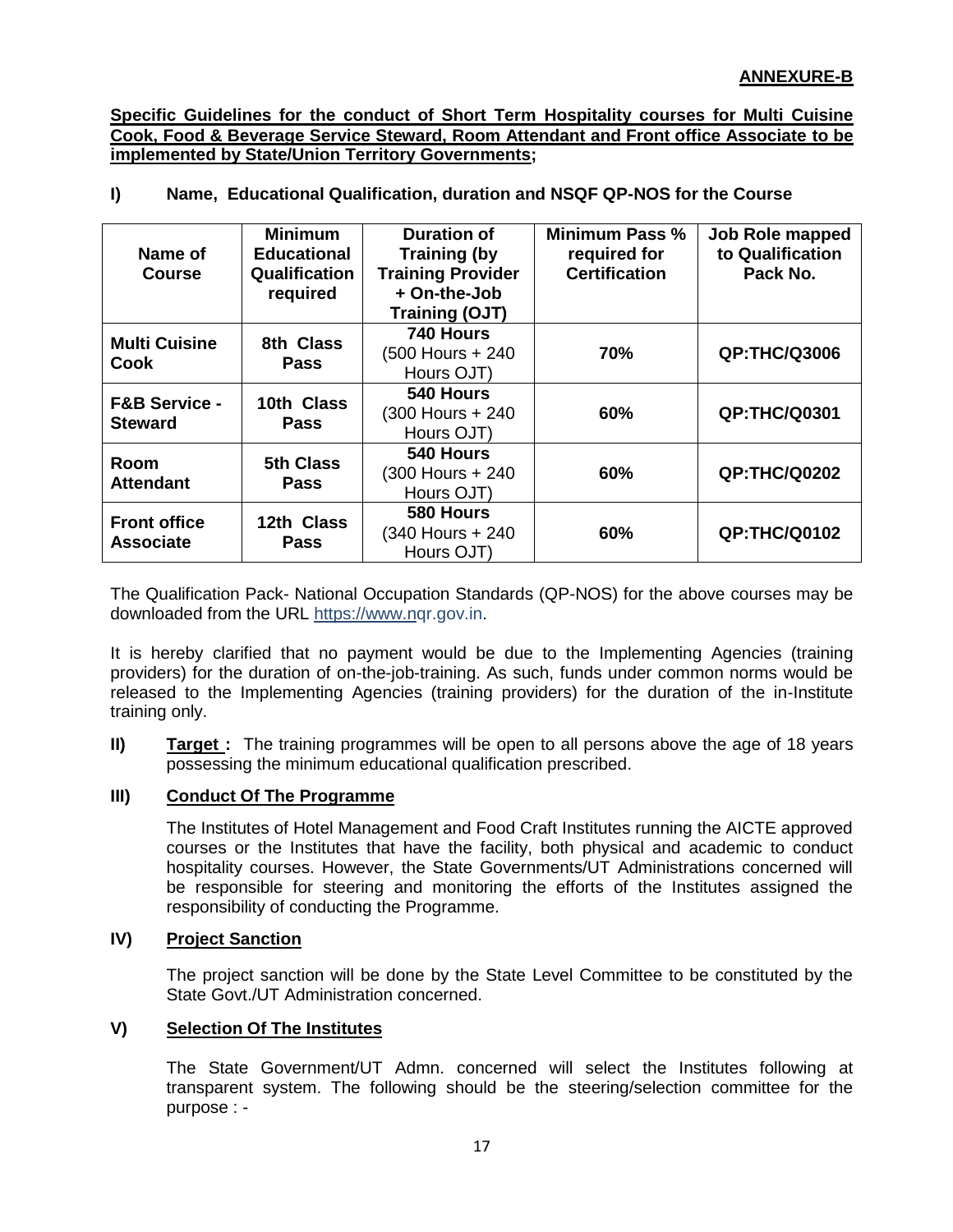**ANNEXURE-B**

**Specific Guidelines for the conduct of Short Term Hospitality courses for Multi Cuisine Cook, Food & Beverage Service Steward, Room Attendant and Front office Associate to be implemented by State/Union Territory Governments;**

**I) Name, Educational Qualification, duration and NSQF QP-NOS for the Course**

| Name of Course | Minimum Educational Qualification required | Duration of Training (by Training Provider + On-the-Job Training (OJT) | Minimum Pass % required for Certification | Job Role mapped to Qualification Pack No. |
|---|---|---|---|---|
| **Multi Cuisine Cook** | **8th Class Pass** | **740 Hours** (500 Hours + 240 Hours OJT) | **70%** | **QP:THC/Q3006** |
| **F&B Service - Steward** | **10th Class Pass** | **540 Hours** (300 Hours + 240 Hours OJT) | **60%** | **QP:THC/Q0301** |
| **Room Attendant** | **5th Class Pass** | **540 Hours** (300 Hours + 240 Hours OJT) | **60%** | **QP:THC/Q0202** |
| **Front office Associate** | **12th Class Pass** | **580 Hours** (340 Hours + 240 Hours OJT) | **60%** | **QP:THC/Q0102** |

The Qualification Pack- National Occupation Standards (QP-NOS) for the above courses may be downloaded from the URL https://www.nqr.gov.in.

It is hereby clarified that no payment would be due to the Implementing Agencies (training providers) for the duration of on-the-job-training. As such, funds under common norms would be released to the Implementing Agencies (training providers) for the duration of the in-Institute training only.

**II) Target :** The training programmes will be open to all persons above the age of 18 years possessing the minimum educational qualification prescribed.

**III) Conduct Of The Programme**

The Institutes of Hotel Management and Food Craft Institutes running the AICTE approved courses or the Institutes that have the facility, both physical and academic to conduct hospitality courses. However, the State Governments/UT Administrations concerned will be responsible for steering and monitoring the efforts of the Institutes assigned the responsibility of conducting the Programme.

**IV) Project Sanction**

The project sanction will be done by the State Level Committee to be constituted by the State Govt./UT Administration concerned.

**V) Selection Of The Institutes**

The State Government/UT Admn. concerned will select the Institutes following at transparent system. The following should be the steering/selection committee for the purpose : -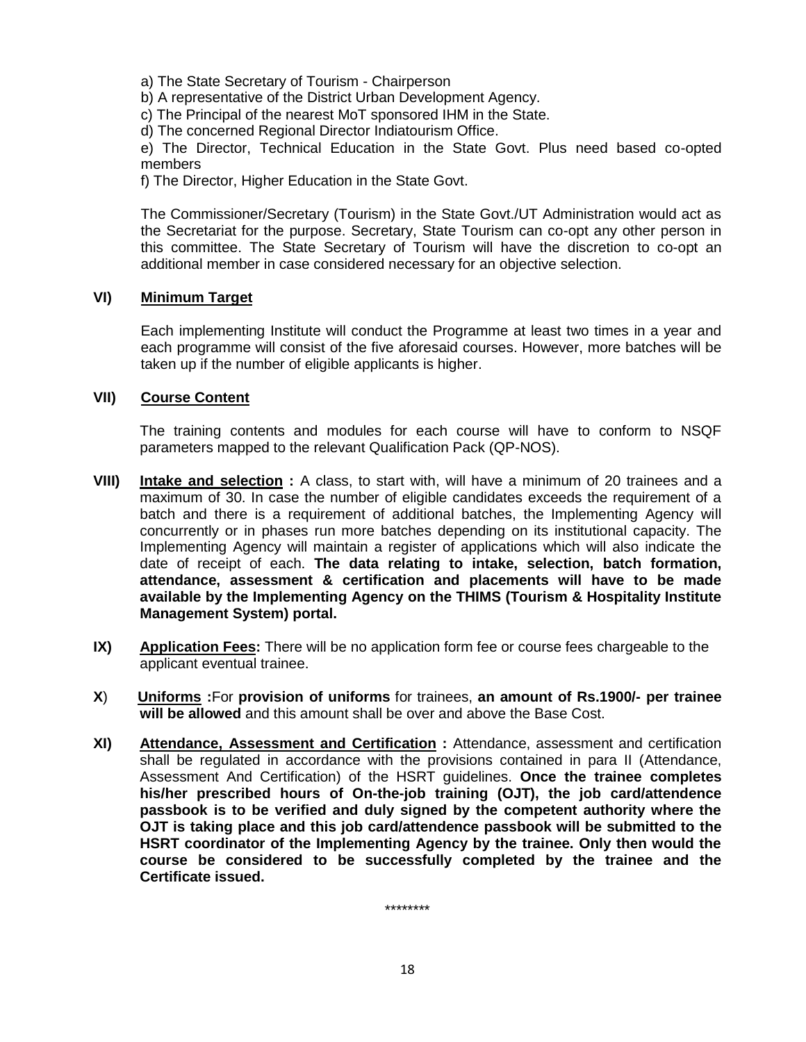a) The State Secretary of Tourism - Chairperson

b) A representative of the District Urban Development Agency.

c) The Principal of the nearest MoT sponsored IHM in the State.

d) The concerned Regional Director Indiatourism Office.

e) The Director, Technical Education in the State Govt. Plus need based co-opted members

f) The Director, Higher Education in the State Govt.

The Commissioner/Secretary (Tourism) in the State Govt./UT Administration would act as the Secretariat for the purpose. Secretary, State Tourism can co-opt any other person in this committee. The State Secretary of Tourism will have the discretion to co-opt an additional member in case considered necessary for an objective selection.

**VI) Minimum Target**

Each implementing Institute will conduct the Programme at least two times in a year and each programme will consist of the five aforesaid courses. However, more batches will be taken up if the number of eligible applicants is higher.

**VII) Course Content**

The training contents and modules for each course will have to conform to NSQF parameters mapped to the relevant Qualification Pack (QP-NOS).

**VIII) Intake and selection :** A class, to start with, will have a minimum of 20 trainees and a maximum of 30. In case the number of eligible candidates exceeds the requirement of a batch and there is a requirement of additional batches, the Implementing Agency will concurrently or in phases run more batches depending on its institutional capacity. The Implementing Agency will maintain a register of applications which will also indicate the date of receipt of each. **The data relating to intake, selection, batch formation, attendance, assessment & certification and placements will have to be made available by the Implementing Agency on the THIMS (Tourism & Hospitality Institute Management System) portal.**

**IX) Application Fees:** There will be no application form fee or course fees chargeable to the applicant eventual trainee.

**X) Uniforms :**For **provision of uniforms** for trainees, **an amount of Rs.1900/- per trainee will be allowed** and this amount shall be over and above the Base Cost.

**XI) Attendance, Assessment and Certification :** Attendance, assessment and certification shall be regulated in accordance with the provisions contained in para II (Attendance, Assessment And Certification) of the HSRT guidelines. **Once the trainee completes his/her prescribed hours of On-the-job training (OJT), the job card/attendence passbook is to be verified and duly signed by the competent authority where the OJT is taking place and this job card/attendence passbook will be submitted to the HSRT coordinator of the Implementing Agency by the trainee. Only then would the course be considered to be successfully completed by the trainee and the Certificate issued.**

********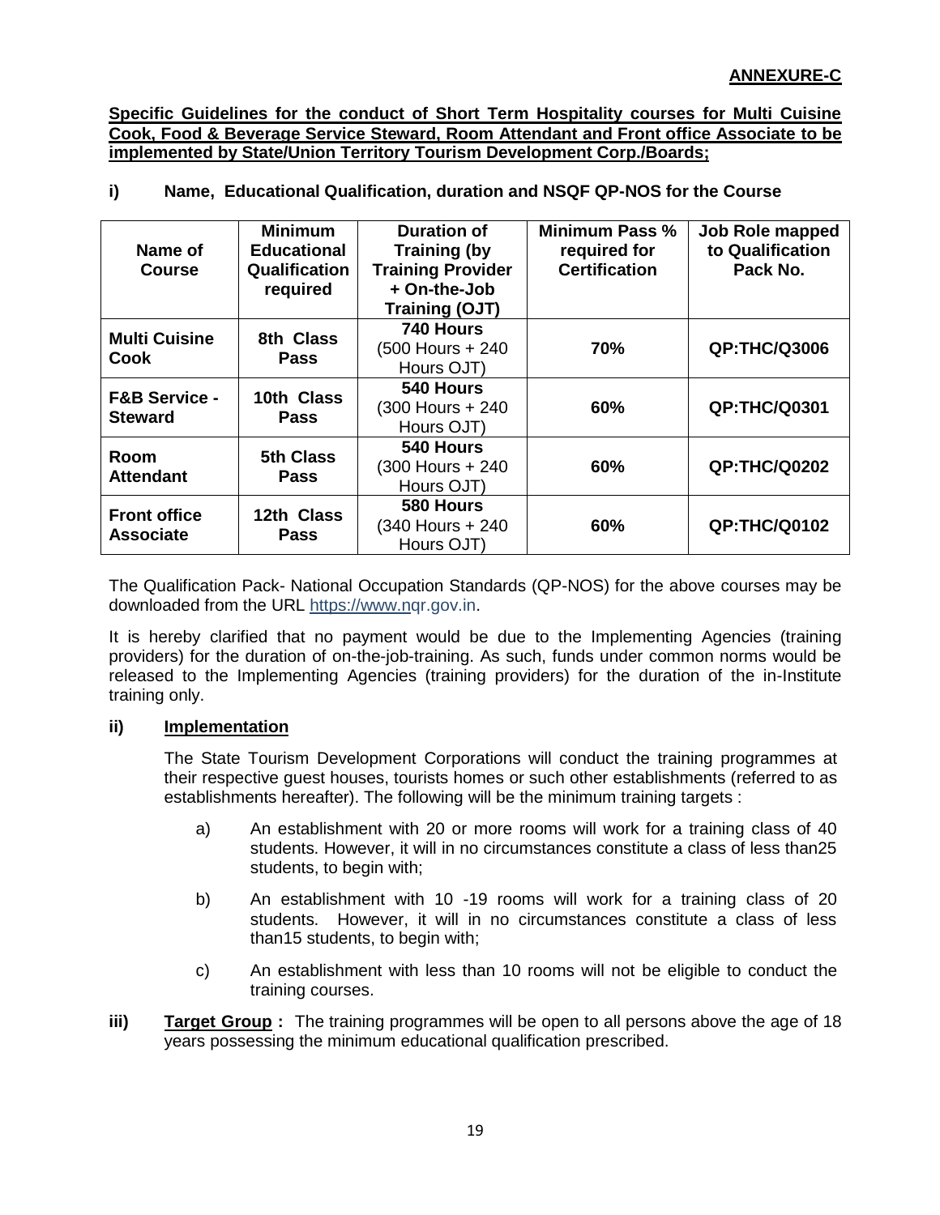**ANNEXURE-C**

**Specific Guidelines for the conduct of Short Term Hospitality courses for Multi Cuisine Cook, Food & Beverage Service Steward, Room Attendant and Front office Associate to be implemented by State/Union Territory Tourism Development Corp./Boards;**

**i) Name, Educational Qualification, duration and NSQF QP-NOS for the Course**

| Name of Course | Minimum Educational Qualification required | Duration of Training (by Training Provider + On-the-Job Training (OJT) | Minimum Pass % required for Certification | Job Role mapped to Qualification Pack No. |
|---|---|---|---|---|
| **Multi Cuisine Cook** | **8th Class Pass** | **740 Hours** (500 Hours + 240 Hours OJT) | **70%** | **QP:THC/Q3006** |
| **F&B Service - Steward** | **10th Class Pass** | **540 Hours** (300 Hours + 240 Hours OJT) | **60%** | **QP:THC/Q0301** |
| **Room Attendant** | **5th Class Pass** | **540 Hours** (300 Hours + 240 Hours OJT) | **60%** | **QP:THC/Q0202** |
| **Front office Associate** | **12th Class Pass** | **580 Hours** (340 Hours + 240 Hours OJT) | **60%** | **QP:THC/Q0102** |

The Qualification Pack- National Occupation Standards (QP-NOS) for the above courses may be downloaded from the URL https://www.nqr.gov.in.

It is hereby clarified that no payment would be due to the Implementing Agencies (training providers) for the duration of on-the-job-training. As such, funds under common norms would be released to the Implementing Agencies (training providers) for the duration of the in-Institute training only.

**ii) Implementation**

The State Tourism Development Corporations will conduct the training programmes at their respective guest houses, tourists homes or such other establishments (referred to as establishments hereafter). The following will be the minimum training targets :

a) An establishment with 20 or more rooms will work for a training class of 40 students. However, it will in no circumstances constitute a class of less than25 students, to begin with;

b) An establishment with 10 -19 rooms will work for a training class of 20 students. However, it will in no circumstances constitute a class of less than15 students, to begin with;

c) An establishment with less than 10 rooms will not be eligible to conduct the training courses.

**iii) Target Group :** The training programmes will be open to all persons above the age of 18 years possessing the minimum educational qualification prescribed.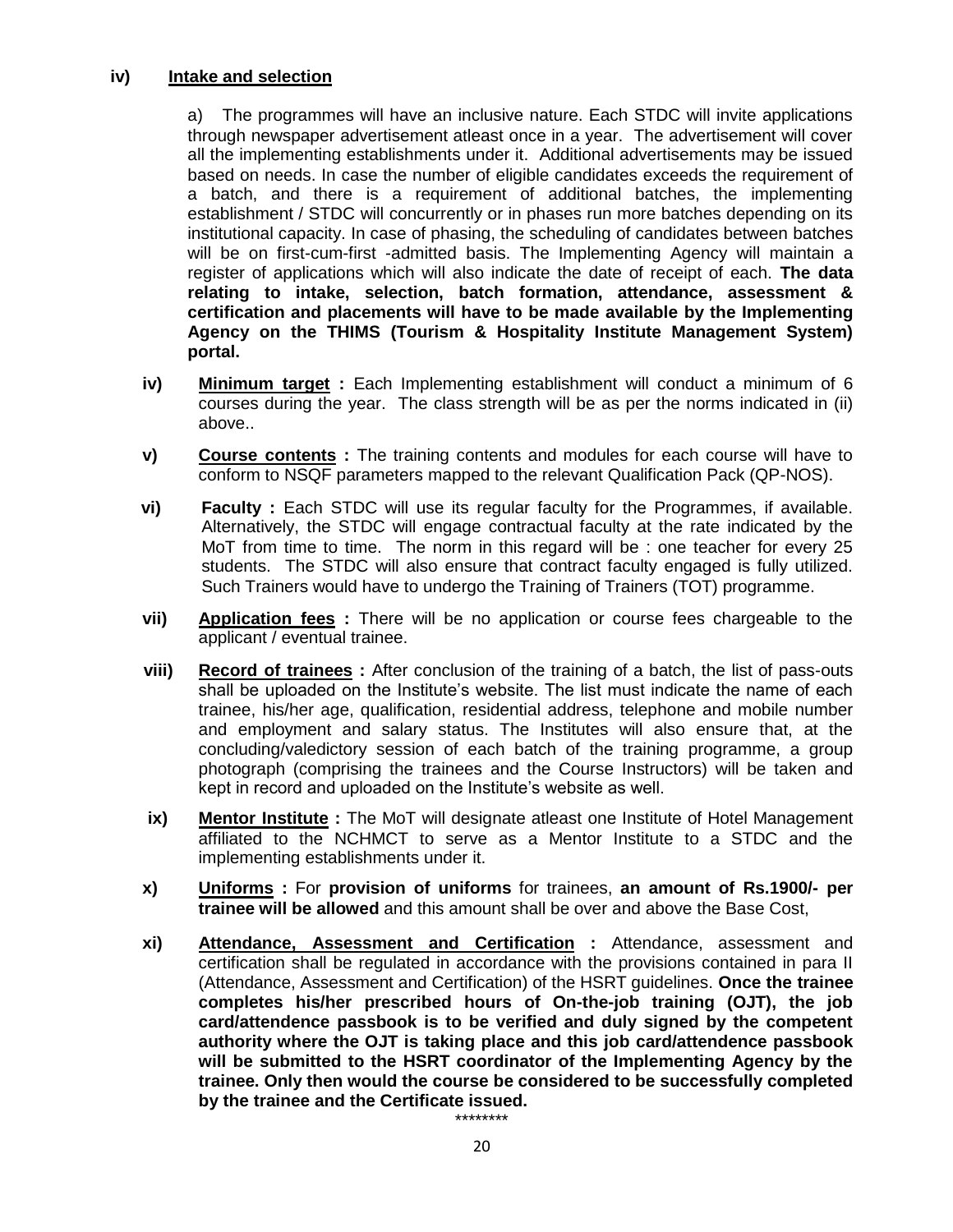**iv) Intake and selection**

a) The programmes will have an inclusive nature. Each STDC will invite applications through newspaper advertisement atleast once in a year. The advertisement will cover all the implementing establishments under it. Additional advertisements may be issued based on needs. In case the number of eligible candidates exceeds the requirement of a batch, and there is a requirement of additional batches, the implementing establishment / STDC will concurrently or in phases run more batches depending on its institutional capacity. In case of phasing, the scheduling of candidates between batches will be on first-cum-first -admitted basis. The Implementing Agency will maintain a register of applications which will also indicate the date of receipt of each. **The data relating to intake, selection, batch formation, attendance, assessment & certification and placements will have to be made available by the Implementing Agency on the THIMS (Tourism & Hospitality Institute Management System) portal.**

**iv) Minimum target :** Each Implementing establishment will conduct a minimum of 6 courses during the year. The class strength will be as per the norms indicated in (ii) above..

**v) Course contents :** The training contents and modules for each course will have to conform to NSQF parameters mapped to the relevant Qualification Pack (QP-NOS).

**vi) Faculty :** Each STDC will use its regular faculty for the Programmes, if available. Alternatively, the STDC will engage contractual faculty at the rate indicated by the MoT from time to time. The norm in this regard will be : one teacher for every 25 students. The STDC will also ensure that contract faculty engaged is fully utilized. Such Trainers would have to undergo the Training of Trainers (TOT) programme.

**vii) Application fees :** There will be no application or course fees chargeable to the applicant / eventual trainee.

**viii) Record of trainees :** After conclusion of the training of a batch, the list of pass-outs shall be uploaded on the Institute's website. The list must indicate the name of each trainee, his/her age, qualification, residential address, telephone and mobile number and employment and salary status. The Institutes will also ensure that, at the concluding/valedictory session of each batch of the training programme, a group photograph (comprising the trainees and the Course Instructors) will be taken and kept in record and uploaded on the Institute's website as well.

**ix) Mentor Institute :** The MoT will designate atleast one Institute of Hotel Management affiliated to the NCHMCT to serve as a Mentor Institute to a STDC and the implementing establishments under it.

**x) Uniforms :** For **provision of uniforms** for trainees, **an amount of Rs.1900/- per trainee will be allowed** and this amount shall be over and above the Base Cost,

**xi) Attendance, Assessment and Certification :** Attendance, assessment and certification shall be regulated in accordance with the provisions contained in para II (Attendance, Assessment and Certification) of the HSRT guidelines. **Once the trainee completes his/her prescribed hours of On-the-job training (OJT), the job card/attendence passbook is to be verified and duly signed by the competent authority where the OJT is taking place and this job card/attendence passbook will be submitted to the HSRT coordinator of the Implementing Agency by the trainee. Only then would the course be considered to be successfully completed by the trainee and the Certificate issued.**

********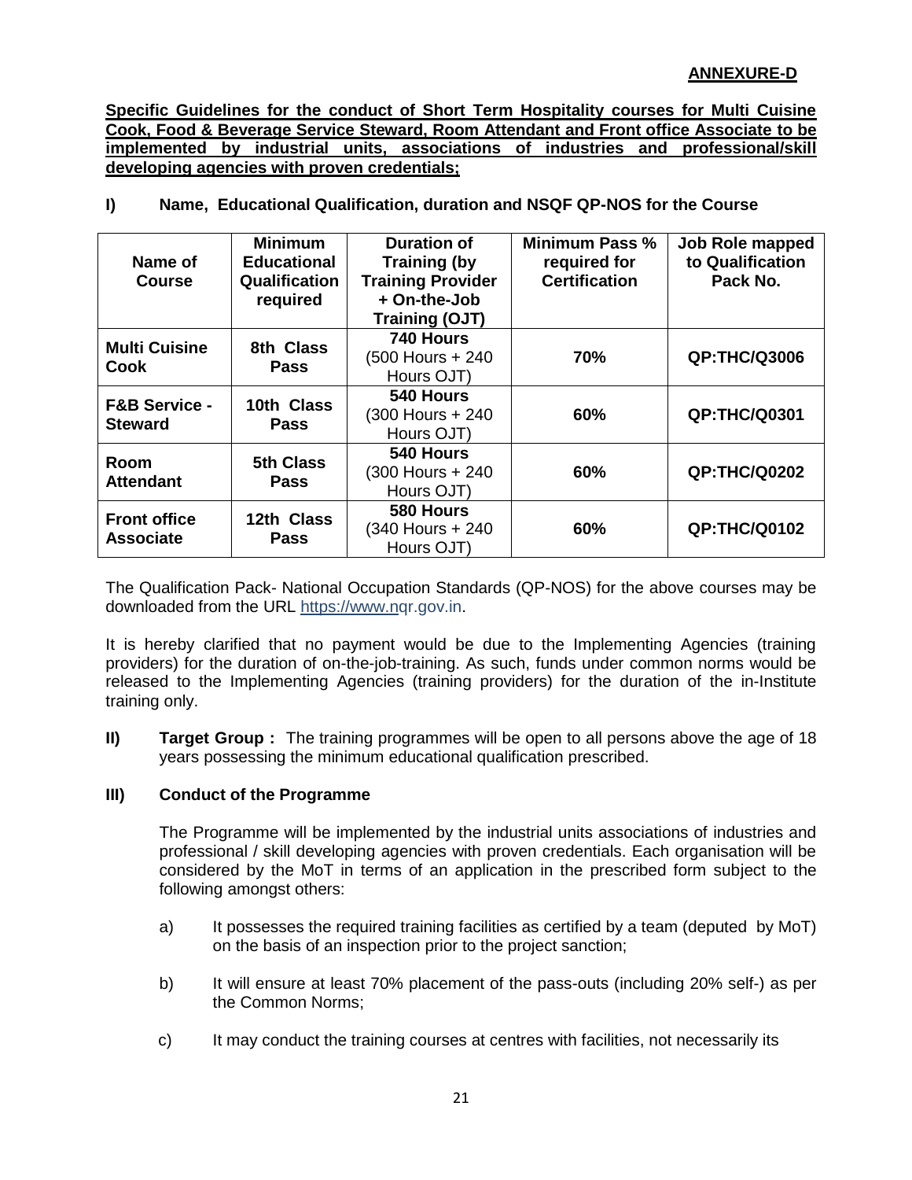**ANNEXURE-D**

**Specific Guidelines for the conduct of Short Term Hospitality courses for Multi Cuisine Cook, Food & Beverage Service Steward, Room Attendant and Front office Associate to be implemented by industrial units, associations of industries and professional/skill developing agencies with proven credentials;**

**I) Name, Educational Qualification, duration and NSQF QP-NOS for the Course**

| Name of Course | Minimum Educational Qualification required | Duration of Training (by Training Provider + On-the-Job Training (OJT) | Minimum Pass % required for Certification | Job Role mapped to Qualification Pack No. |
|---|---|---|---|---|
| **Multi Cuisine Cook** | **8th Class Pass** | **740 Hours** (500 Hours + 240 Hours OJT) | **70%** | **QP:THC/Q3006** |
| **F&B Service - Steward** | **10th Class Pass** | **540 Hours** (300 Hours + 240 Hours OJT) | **60%** | **QP:THC/Q0301** |
| **Room Attendant** | **5th Class Pass** | **540 Hours** (300 Hours + 240 Hours OJT) | **60%** | **QP:THC/Q0202** |
| **Front office Associate** | **12th Class Pass** | **580 Hours** (340 Hours + 240 Hours OJT) | **60%** | **QP:THC/Q0102** |

The Qualification Pack- National Occupation Standards (QP-NOS) for the above courses may be downloaded from the URL https://www.nqr.gov.in.

It is hereby clarified that no payment would be due to the Implementing Agencies (training providers) for the duration of on-the-job-training. As such, funds under common norms would be released to the Implementing Agencies (training providers) for the duration of the in-Institute training only.

**II) Target Group :** The training programmes will be open to all persons above the age of 18 years possessing the minimum educational qualification prescribed.

**III) Conduct of the Programme**

The Programme will be implemented by the industrial units associations of industries and professional / skill developing agencies with proven credentials. Each organisation will be considered by the MoT in terms of an application in the prescribed form subject to the following amongst others:

a) It possesses the required training facilities as certified by a team (deputed by MoT) on the basis of an inspection prior to the project sanction;

b) It will ensure at least 70% placement of the pass-outs (including 20% self-) as per the Common Norms;

c) It may conduct the training courses at centres with facilities, not necessarily its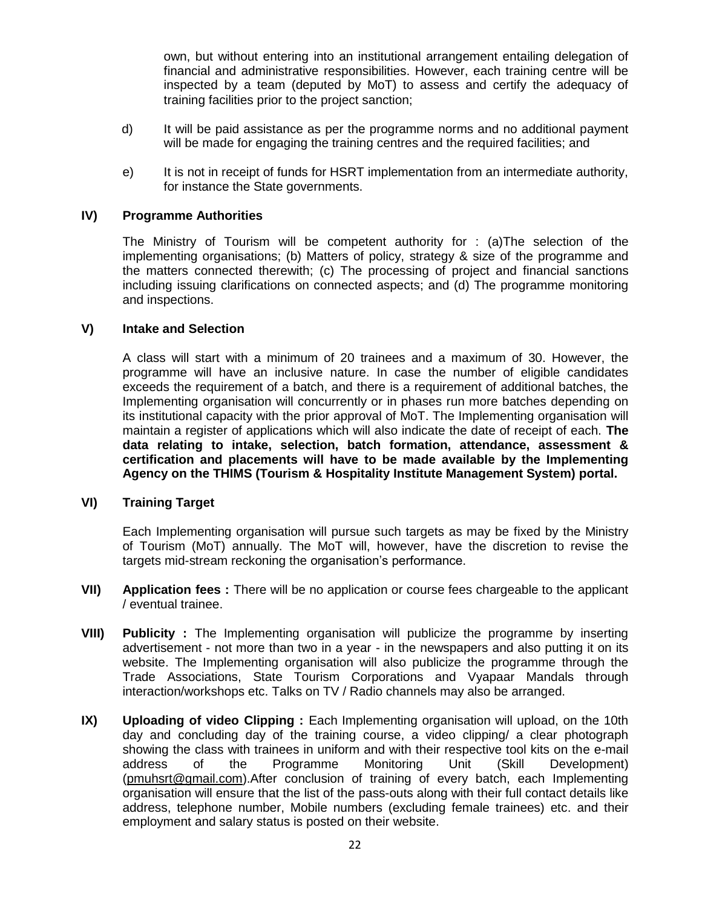own, but without entering into an institutional arrangement entailing delegation of financial and administrative responsibilities. However, each training centre will be inspected by a team (deputed by MoT) to assess and certify the adequacy of training facilities prior to the project sanction;

d) It will be paid assistance as per the programme norms and no additional payment will be made for engaging the training centres and the required facilities; and

e) It is not in receipt of funds for HSRT implementation from an intermediate authority, for instance the State governments.

**IV) Programme Authorities**

The Ministry of Tourism will be competent authority for : (a)The selection of the implementing organisations; (b) Matters of policy, strategy & size of the programme and the matters connected therewith; (c) The processing of project and financial sanctions including issuing clarifications on connected aspects; and (d) The programme monitoring and inspections.

**V) Intake and Selection**

A class will start with a minimum of 20 trainees and a maximum of 30. However, the programme will have an inclusive nature. In case the number of eligible candidates exceeds the requirement of a batch, and there is a requirement of additional batches, the Implementing organisation will concurrently or in phases run more batches depending on its institutional capacity with the prior approval of MoT. The Implementing organisation will maintain a register of applications which will also indicate the date of receipt of each. **The data relating to intake, selection, batch formation, attendance, assessment & certification and placements will have to be made available by the Implementing Agency on the THIMS (Tourism & Hospitality Institute Management System) portal.**

**VI) Training Target**

Each Implementing organisation will pursue such targets as may be fixed by the Ministry of Tourism (MoT) annually. The MoT will, however, have the discretion to revise the targets mid-stream reckoning the organisation's performance.

**VII) Application fees :** There will be no application or course fees chargeable to the applicant / eventual trainee.

**VIII) Publicity :** The Implementing organisation will publicize the programme by inserting advertisement - not more than two in a year - in the newspapers and also putting it on its website. The Implementing organisation will also publicize the programme through the Trade Associations, State Tourism Corporations and Vyapaar Mandals through interaction/workshops etc. Talks on TV / Radio channels may also be arranged.

**IX) Uploading of video Clipping :** Each Implementing organisation will upload, on the 10th day and concluding day of the training course, a video clipping/ a clear photograph showing the class with trainees in uniform and with their respective tool kits on the e-mail address of the Programme Monitoring Unit (Skill Development) (pmuhsrt@gmail.com).After conclusion of training of every batch, each Implementing organisation will ensure that the list of the pass-outs along with their full contact details like address, telephone number, Mobile numbers (excluding female trainees) etc. and their employment and salary status is posted on their website.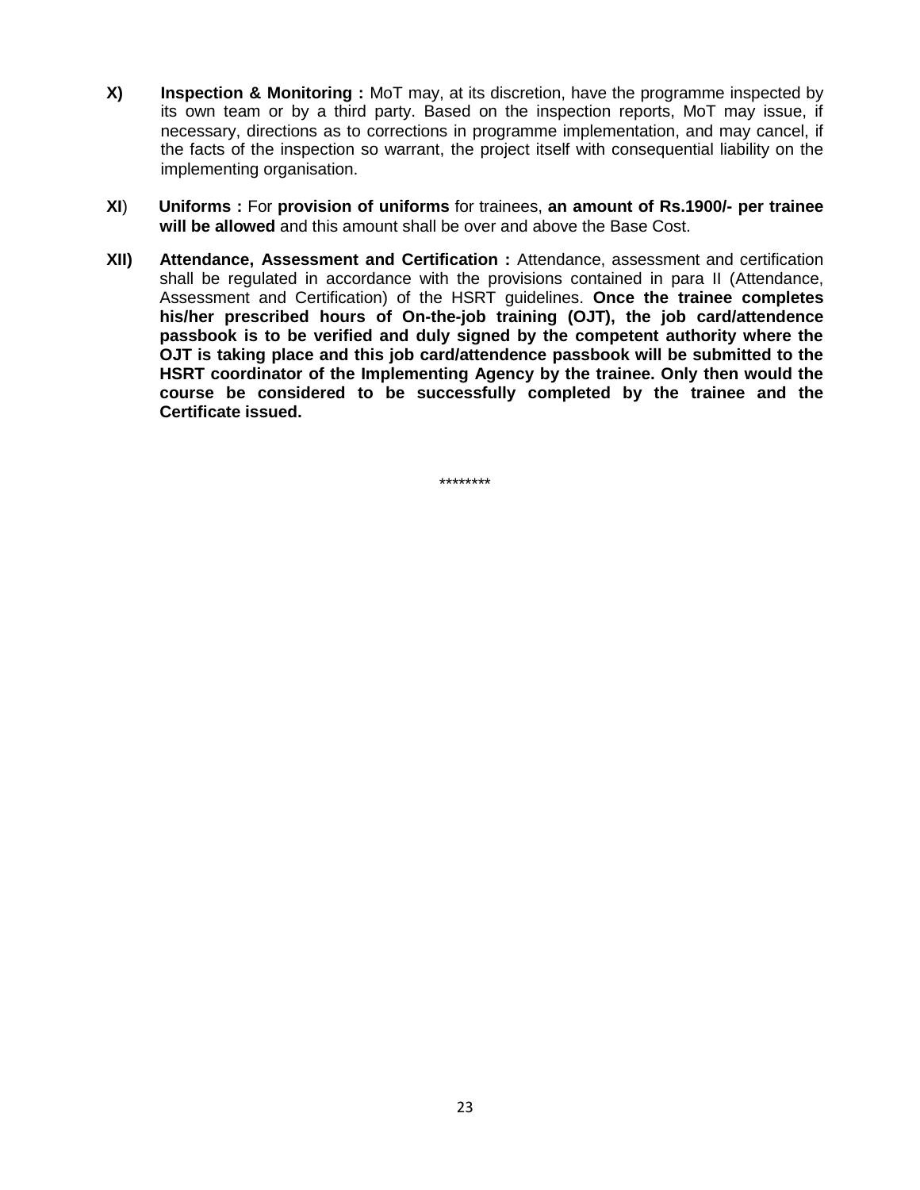**X)** **Inspection & Monitoring :** MoT may, at its discretion, have the programme inspected by its own team or by a third party. Based on the inspection reports, MoT may issue, if necessary, directions as to corrections in programme implementation, and may cancel, if the facts of the inspection so warrant, the project itself with consequential liability on the implementing organisation.

**XI**) **Uniforms :** For **provision of uniforms** for trainees, **an amount of Rs.1900/- per trainee will be allowed** and this amount shall be over and above the Base Cost.

**XII)** **Attendance, Assessment and Certification :** Attendance, assessment and certification shall be regulated in accordance with the provisions contained in para II (Attendance, Assessment and Certification) of the HSRT guidelines. **Once the trainee completes his/her prescribed hours of On-the-job training (OJT), the job card/attendence passbook is to be verified and duly signed by the competent authority where the OJT is taking place and this job card/attendence passbook will be submitted to the HSRT coordinator of the Implementing Agency by the trainee. Only then would the course be considered to be successfully completed by the trainee and the Certificate issued.**

********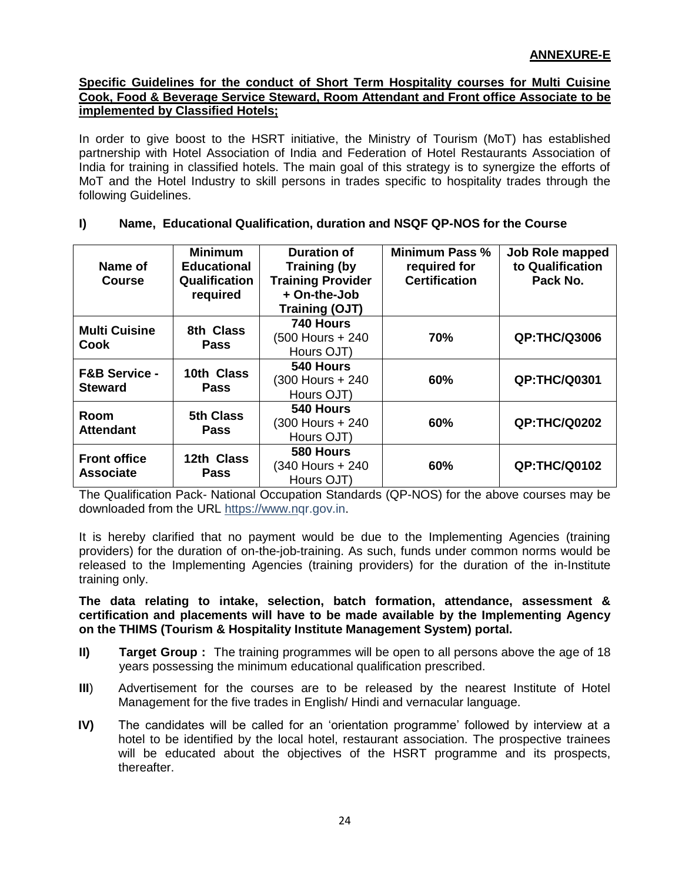**ANNEXURE-E**

**Specific Guidelines for the conduct of Short Term Hospitality courses for Multi Cuisine Cook, Food & Beverage Service Steward, Room Attendant and Front office Associate to be implemented by Classified Hotels;**

In order to give boost to the HSRT initiative, the Ministry of Tourism (MoT) has established partnership with Hotel Association of India and Federation of Hotel Restaurants Association of India for training in classified hotels. The main goal of this strategy is to synergize the efforts of MoT and the Hotel Industry to skill persons in trades specific to hospitality trades through the following Guidelines.

**I) Name, Educational Qualification, duration and NSQF QP-NOS for the Course**

| Name of Course | Minimum Educational Qualification required | Duration of Training (by Training Provider + On-the-Job Training (OJT) | Minimum Pass % required for Certification | Job Role mapped to Qualification Pack No. |
|---|---|---|---|---|
| **Multi Cuisine Cook** | **8th Class Pass** | **740 Hours** (500 Hours + 240 Hours OJT) | **70%** | **QP:THC/Q3006** |
| **F&B Service - Steward** | **10th Class Pass** | **540 Hours** (300 Hours + 240 Hours OJT) | **60%** | **QP:THC/Q0301** |
| **Room Attendant** | **5th Class Pass** | **540 Hours** (300 Hours + 240 Hours OJT) | **60%** | **QP:THC/Q0202** |
| **Front office Associate** | **12th Class Pass** | **580 Hours** (340 Hours + 240 Hours OJT) | **60%** | **QP:THC/Q0102** |

The Qualification Pack- National Occupation Standards (QP-NOS) for the above courses may be downloaded from the URL https://www.nqr.gov.in.

It is hereby clarified that no payment would be due to the Implementing Agencies (training providers) for the duration of on-the-job-training. As such, funds under common norms would be released to the Implementing Agencies (training providers) for the duration of the in-Institute training only.

**The data relating to intake, selection, batch formation, attendance, assessment & certification and placements will have to be made available by the Implementing Agency on the THIMS (Tourism & Hospitality Institute Management System) portal.**

**II)** **Target Group :** The training programmes will be open to all persons above the age of 18 years possessing the minimum educational qualification prescribed.

**III**) Advertisement for the courses are to be released by the nearest Institute of Hotel Management for the five trades in English/ Hindi and vernacular language.

**IV)** The candidates will be called for an 'orientation programme' followed by interview at a hotel to be identified by the local hotel, restaurant association. The prospective trainees will be educated about the objectives of the HSRT programme and its prospects, thereafter.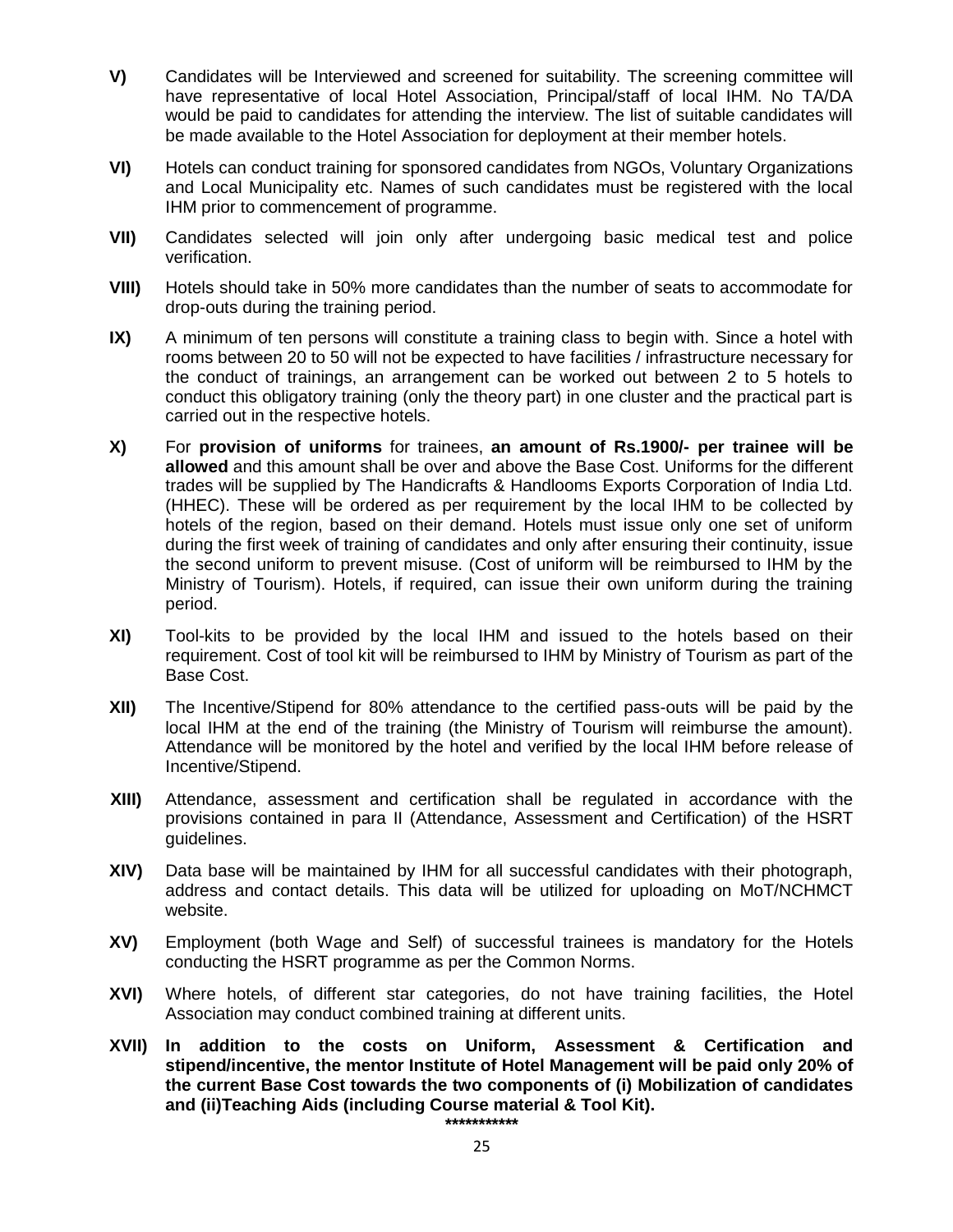**V)** Candidates will be Interviewed and screened for suitability. The screening committee will have representative of local Hotel Association, Principal/staff of local IHM. No TA/DA would be paid to candidates for attending the interview. The list of suitable candidates will be made available to the Hotel Association for deployment at their member hotels.

**VI)** Hotels can conduct training for sponsored candidates from NGOs, Voluntary Organizations and Local Municipality etc. Names of such candidates must be registered with the local IHM prior to commencement of programme.

**VII)** Candidates selected will join only after undergoing basic medical test and police verification.

**VIII)** Hotels should take in 50% more candidates than the number of seats to accommodate for drop-outs during the training period.

**IX)** A minimum of ten persons will constitute a training class to begin with. Since a hotel with rooms between 20 to 50 will not be expected to have facilities / infrastructure necessary for the conduct of trainings, an arrangement can be worked out between 2 to 5 hotels to conduct this obligatory training (only the theory part) in one cluster and the practical part is carried out in the respective hotels.

**X)** For **provision of uniforms** for trainees, **an amount of Rs.1900/- per trainee will be allowed** and this amount shall be over and above the Base Cost. Uniforms for the different trades will be supplied by The Handicrafts & Handlooms Exports Corporation of India Ltd. (HHEC). These will be ordered as per requirement by the local IHM to be collected by hotels of the region, based on their demand. Hotels must issue only one set of uniform during the first week of training of candidates and only after ensuring their continuity, issue the second uniform to prevent misuse. (Cost of uniform will be reimbursed to IHM by the Ministry of Tourism). Hotels, if required, can issue their own uniform during the training period.

**XI)** Tool-kits to be provided by the local IHM and issued to the hotels based on their requirement. Cost of tool kit will be reimbursed to IHM by Ministry of Tourism as part of the Base Cost.

**XII)** The Incentive/Stipend for 80% attendance to the certified pass-outs will be paid by the local IHM at the end of the training (the Ministry of Tourism will reimburse the amount). Attendance will be monitored by the hotel and verified by the local IHM before release of Incentive/Stipend.

**XIII)** Attendance, assessment and certification shall be regulated in accordance with the provisions contained in para II (Attendance, Assessment and Certification) of the HSRT guidelines.

**XIV)** Data base will be maintained by IHM for all successful candidates with their photograph, address and contact details. This data will be utilized for uploading on MoT/NCHMCT website.

**XV)** Employment (both Wage and Self) of successful trainees is mandatory for the Hotels conducting the HSRT programme as per the Common Norms.

**XVI)** Where hotels, of different star categories, do not have training facilities, the Hotel Association may conduct combined training at different units.

**XVII) In addition to the costs on Uniform, Assessment & Certification and stipend/incentive, the mentor Institute of Hotel Management will be paid only 20% of the current Base Cost towards the two components of (i) Mobilization of candidates and (ii)Teaching Aids (including Course material & Tool Kit).**

***********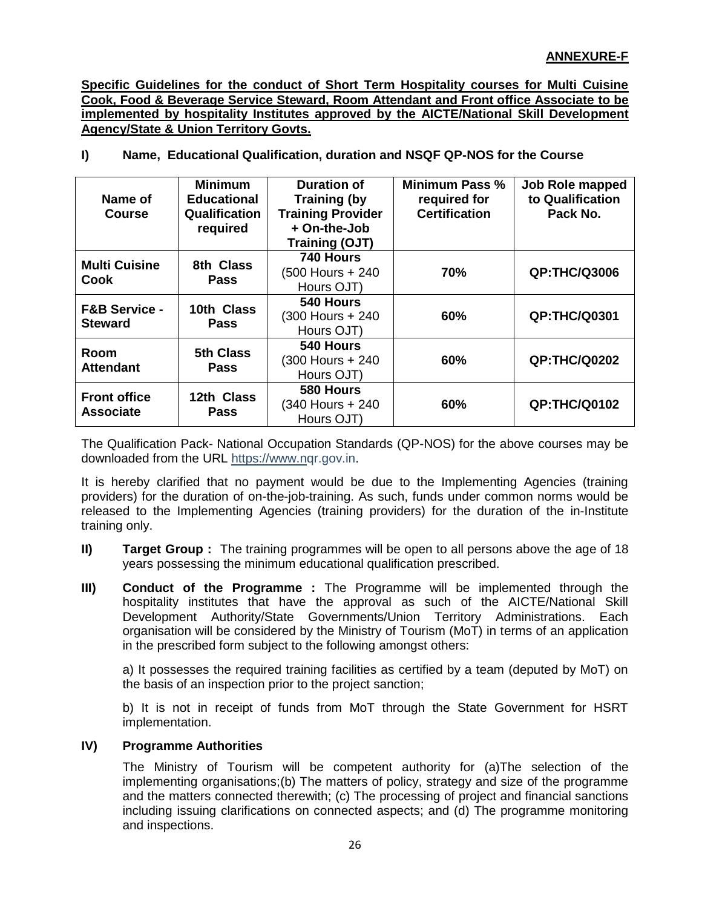**ANNEXURE-F**

**Specific Guidelines for the conduct of Short Term Hospitality courses for Multi Cuisine Cook, Food & Beverage Service Steward, Room Attendant and Front office Associate to be implemented by hospitality Institutes approved by the AICTE/National Skill Development Agency/State & Union Territory Govts.**

**I) Name, Educational Qualification, duration and NSQF QP-NOS for the Course**

| Name of Course | Minimum Educational Qualification required | Duration of Training (by Training Provider + On-the-Job Training (OJT) | Minimum Pass % required for Certification | Job Role mapped to Qualification Pack No. |
|---|---|---|---|---|
| **Multi Cuisine Cook** | **8th Class Pass** | **740 Hours** (500 Hours + 240 Hours OJT) | **70%** | **QP:THC/Q3006** |
| **F&B Service - Steward** | **10th Class Pass** | **540 Hours** (300 Hours + 240 Hours OJT) | **60%** | **QP:THC/Q0301** |
| **Room Attendant** | **5th Class Pass** | **540 Hours** (300 Hours + 240 Hours OJT) | **60%** | **QP:THC/Q0202** |
| **Front office Associate** | **12th Class Pass** | **580 Hours** (340 Hours + 240 Hours OJT) | **60%** | **QP:THC/Q0102** |

The Qualification Pack- National Occupation Standards (QP-NOS) for the above courses may be downloaded from the URL https://www.nqr.gov.in.

It is hereby clarified that no payment would be due to the Implementing Agencies (training providers) for the duration of on-the-job-training. As such, funds under common norms would be released to the Implementing Agencies (training providers) for the duration of the in-Institute training only.

**II) Target Group :** The training programmes will be open to all persons above the age of 18 years possessing the minimum educational qualification prescribed.

**III) Conduct of the Programme :** The Programme will be implemented through the hospitality institutes that have the approval as such of the AICTE/National Skill Development Authority/State Governments/Union Territory Administrations. Each organisation will be considered by the Ministry of Tourism (MoT) in terms of an application in the prescribed form subject to the following amongst others:

a) It possesses the required training facilities as certified by a team (deputed by MoT) on the basis of an inspection prior to the project sanction;

b) It is not in receipt of funds from MoT through the State Government for HSRT implementation.

**IV) Programme Authorities**

The Ministry of Tourism will be competent authority for (a)The selection of the implementing organisations;(b) The matters of policy, strategy and size of the programme and the matters connected therewith; (c) The processing of project and financial sanctions including issuing clarifications on connected aspects; and (d) The programme monitoring and inspections.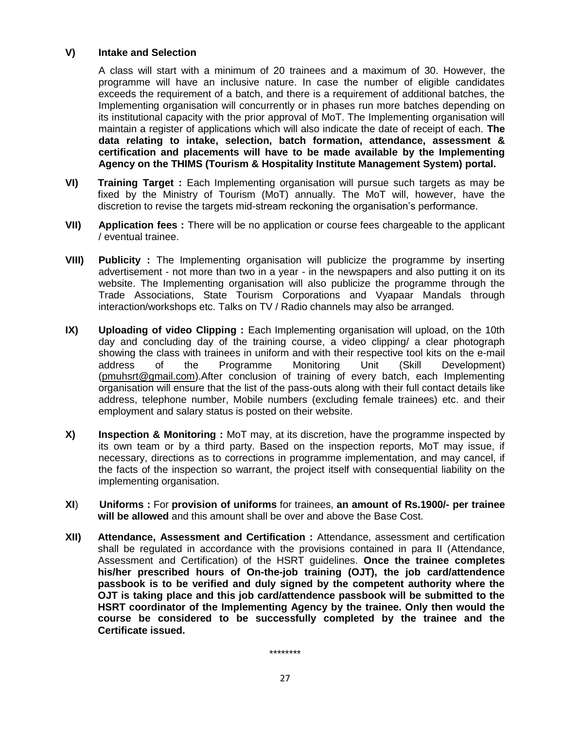**V) Intake and Selection**

A class will start with a minimum of 20 trainees and a maximum of 30. However, the programme will have an inclusive nature. In case the number of eligible candidates exceeds the requirement of a batch, and there is a requirement of additional batches, the Implementing organisation will concurrently or in phases run more batches depending on its institutional capacity with the prior approval of MoT. The Implementing organisation will maintain a register of applications which will also indicate the date of receipt of each. **The data relating to intake, selection, batch formation, attendance, assessment & certification and placements will have to be made available by the Implementing Agency on the THIMS (Tourism & Hospitality Institute Management System) portal.**

**VI) Training Target :** Each Implementing organisation will pursue such targets as may be fixed by the Ministry of Tourism (MoT) annually. The MoT will, however, have the discretion to revise the targets mid-stream reckoning the organisation's performance.

**VII) Application fees :** There will be no application or course fees chargeable to the applicant / eventual trainee.

**VIII) Publicity :** The Implementing organisation will publicize the programme by inserting advertisement - not more than two in a year - in the newspapers and also putting it on its website. The Implementing organisation will also publicize the programme through the Trade Associations, State Tourism Corporations and Vyapaar Mandals through interaction/workshops etc. Talks on TV / Radio channels may also be arranged.

**IX) Uploading of video Clipping :** Each Implementing organisation will upload, on the 10th day and concluding day of the training course, a video clipping/ a clear photograph showing the class with trainees in uniform and with their respective tool kits on the e-mail address of the Programme Monitoring Unit (Skill Development) (pmuhsrt@gmail.com).After conclusion of training of every batch, each Implementing organisation will ensure that the list of the pass-outs along with their full contact details like address, telephone number, Mobile numbers (excluding female trainees) etc. and their employment and salary status is posted on their website.

**X) Inspection & Monitoring :** MoT may, at its discretion, have the programme inspected by its own team or by a third party. Based on the inspection reports, MoT may issue, if necessary, directions as to corrections in programme implementation, and may cancel, if the facts of the inspection so warrant, the project itself with consequential liability on the implementing organisation.

**XI) Uniforms :** For **provision of uniforms** for trainees, **an amount of Rs.1900/- per trainee will be allowed** and this amount shall be over and above the Base Cost.

**XII) Attendance, Assessment and Certification :** Attendance, assessment and certification shall be regulated in accordance with the provisions contained in para II (Attendance, Assessment and Certification) of the HSRT guidelines. **Once the trainee completes his/her prescribed hours of On-the-job training (OJT), the job card/attendence passbook is to be verified and duly signed by the competent authority where the OJT is taking place and this job card/attendence passbook will be submitted to the HSRT coordinator of the Implementing Agency by the trainee. Only then would the course be considered to be successfully completed by the trainee and the Certificate issued.**

********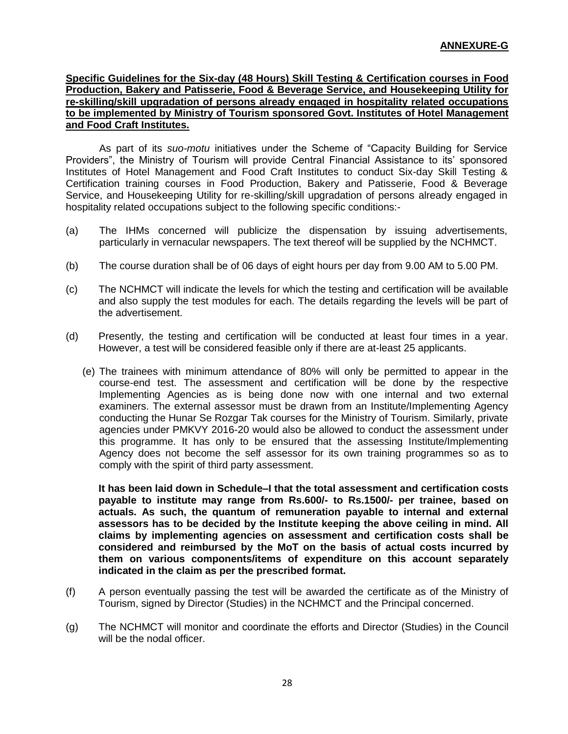**ANNEXURE-G**

**Specific Guidelines for the Six-day (48 Hours) Skill Testing & Certification courses in Food Production, Bakery and Patisserie, Food & Beverage Service, and Housekeeping Utility for re-skilling/skill upgradation of persons already engaged in hospitality related occupations to be implemented by Ministry of Tourism sponsored Govt. Institutes of Hotel Management and Food Craft Institutes.**

As part of its *suo-motu* initiatives under the Scheme of "Capacity Building for Service Providers", the Ministry of Tourism will provide Central Financial Assistance to its' sponsored Institutes of Hotel Management and Food Craft Institutes to conduct Six-day Skill Testing & Certification training courses in Food Production, Bakery and Patisserie, Food & Beverage Service, and Housekeeping Utility for re-skilling/skill upgradation of persons already engaged in hospitality related occupations subject to the following specific conditions:-

(a) The IHMs concerned will publicize the dispensation by issuing advertisements, particularly in vernacular newspapers. The text thereof will be supplied by the NCHMCT.

(b) The course duration shall be of 06 days of eight hours per day from 9.00 AM to 5.00 PM.

(c) The NCHMCT will indicate the levels for which the testing and certification will be available and also supply the test modules for each. The details regarding the levels will be part of the advertisement.

(d) Presently, the testing and certification will be conducted at least four times in a year. However, a test will be considered feasible only if there are at-least 25 applicants.

(e) The trainees with minimum attendance of 80% will only be permitted to appear in the course-end test. The assessment and certification will be done by the respective Implementing Agencies as is being done now with one internal and two external examiners. The external assessor must be drawn from an Institute/Implementing Agency conducting the Hunar Se Rozgar Tak courses for the Ministry of Tourism. Similarly, private agencies under PMKVY 2016-20 would also be allowed to conduct the assessment under this programme. It has only to be ensured that the assessing Institute/Implementing Agency does not become the self assessor for its own training programmes so as to comply with the spirit of third party assessment.

**It has been laid down in Schedule–I that the total assessment and certification costs payable to institute may range from Rs.600/- to Rs.1500/- per trainee, based on actuals. As such, the quantum of remuneration payable to internal and external assessors has to be decided by the Institute keeping the above ceiling in mind. All claims by implementing agencies on assessment and certification costs shall be considered and reimbursed by the MoT on the basis of actual costs incurred by them on various components/items of expenditure on this account separately indicated in the claim as per the prescribed format.**

(f) A person eventually passing the test will be awarded the certificate as of the Ministry of Tourism, signed by Director (Studies) in the NCHMCT and the Principal concerned.

(g) The NCHMCT will monitor and coordinate the efforts and Director (Studies) in the Council will be the nodal officer.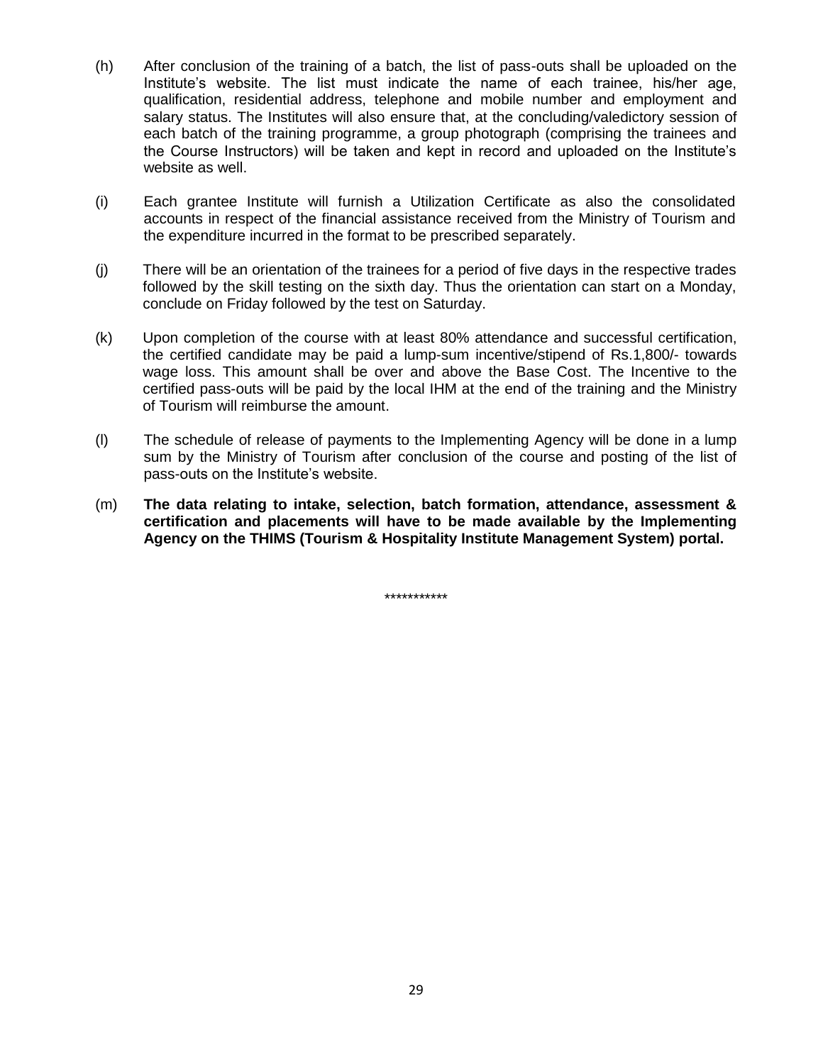(h) After conclusion of the training of a batch, the list of pass-outs shall be uploaded on the Institute's website. The list must indicate the name of each trainee, his/her age, qualification, residential address, telephone and mobile number and employment and salary status. The Institutes will also ensure that, at the concluding/valedictory session of each batch of the training programme, a group photograph (comprising the trainees and the Course Instructors) will be taken and kept in record and uploaded on the Institute's website as well.

(i) Each grantee Institute will furnish a Utilization Certificate as also the consolidated accounts in respect of the financial assistance received from the Ministry of Tourism and the expenditure incurred in the format to be prescribed separately.

(j) There will be an orientation of the trainees for a period of five days in the respective trades followed by the skill testing on the sixth day. Thus the orientation can start on a Monday, conclude on Friday followed by the test on Saturday.

(k) Upon completion of the course with at least 80% attendance and successful certification, the certified candidate may be paid a lump-sum incentive/stipend of Rs.1,800/- towards wage loss. This amount shall be over and above the Base Cost. The Incentive to the certified pass-outs will be paid by the local IHM at the end of the training and the Ministry of Tourism will reimburse the amount.

(l) The schedule of release of payments to the Implementing Agency will be done in a lump sum by the Ministry of Tourism after conclusion of the course and posting of the list of pass-outs on the Institute's website.

(m) **The data relating to intake, selection, batch formation, attendance, assessment & certification and placements will have to be made available by the Implementing Agency on the THIMS (Tourism & Hospitality Institute Management System) portal.**

***********